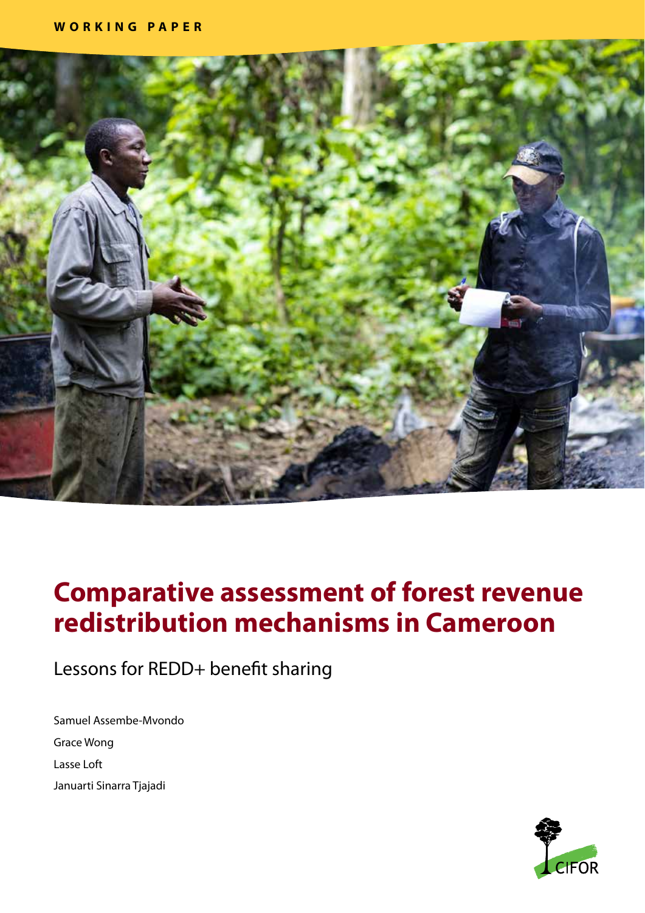WORKING PAPER

# Comparative assessment of forest revenue redistribution mechanisms in Cameroon

## Lessons for REDD+ benefit sharing

Samuel Assembe-Mvondo

Grace Wong

Lasse Loft

Januarti Sinarra Tjajadi

CIFOR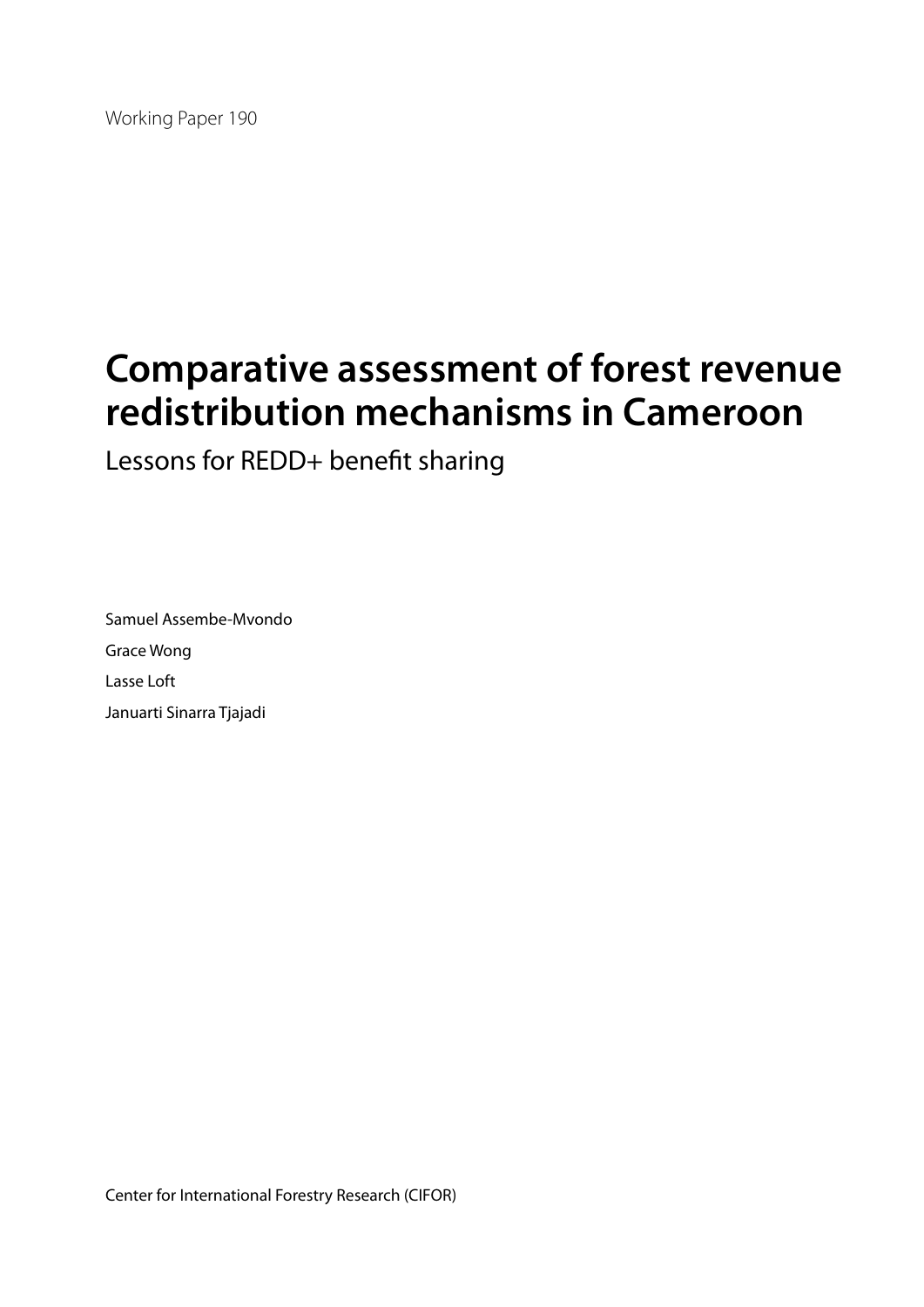Working Paper 190

# Comparative assessment of forest revenue redistribution mechanisms in Cameroon

## Lessons for REDD+ benefit sharing

Samuel Assembe-Mvondo

Grace Wong

Lasse Loft

Januarti Sinarra Tjajadi

Center for International Forestry Research (CIFOR)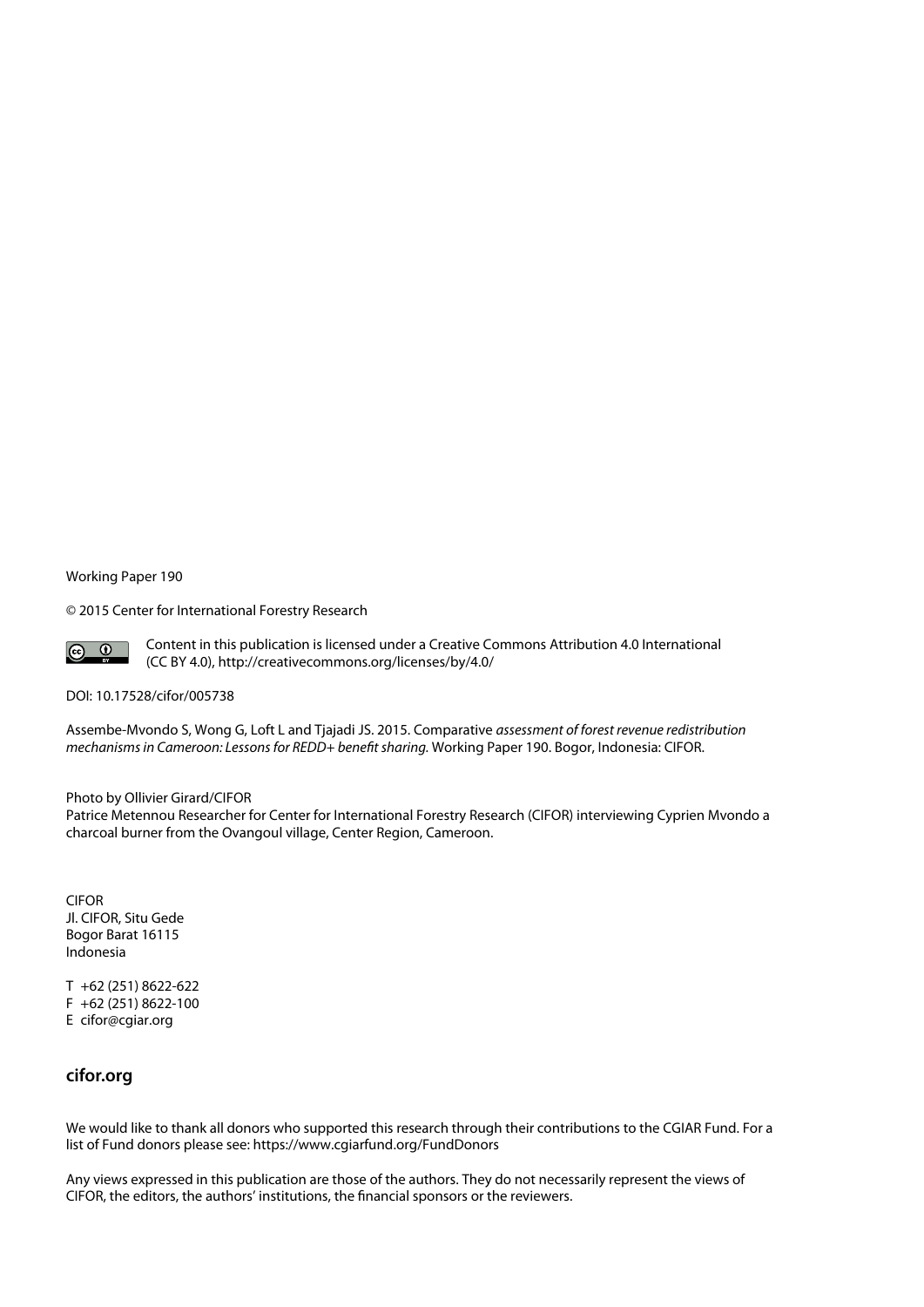Working Paper 190

© 2015 Center for International Forestry Research

Content in this publication is licensed under a Creative Commons Attribution 4.0 International (CC BY 4.0), http://creativecommons.org/licenses/by/4.0/

DOI: 10.17528/cifor/005738

Assembe-Mvondo S, Wong G, Loft L and Tjajadi JS. 2015. Comparative *assessment of forest revenue redistribution mechanisms in Cameroon: Lessons for REDD+ benefit sharing.* Working Paper 190. Bogor, Indonesia: CIFOR.

Photo by Ollivier Girard/CIFOR
Patrice Metennou Researcher for Center for International Forestry Research (CIFOR) interviewing Cyprien Mvondo a charcoal burner from the Ovangoul village, Center Region, Cameroon.

CIFOR
Jl. CIFOR, Situ Gede
Bogor Barat 16115
Indonesia

T +62 (251) 8622-622
F +62 (251) 8622-100
E cifor@cgiar.org

**cifor.org**

We would like to thank all donors who supported this research through their contributions to the CGIAR Fund. For a list of Fund donors please see: https://www.cgiarfund.org/FundDonors

Any views expressed in this publication are those of the authors. They do not necessarily represent the views of CIFOR, the editors, the authors' institutions, the financial sponsors or the reviewers.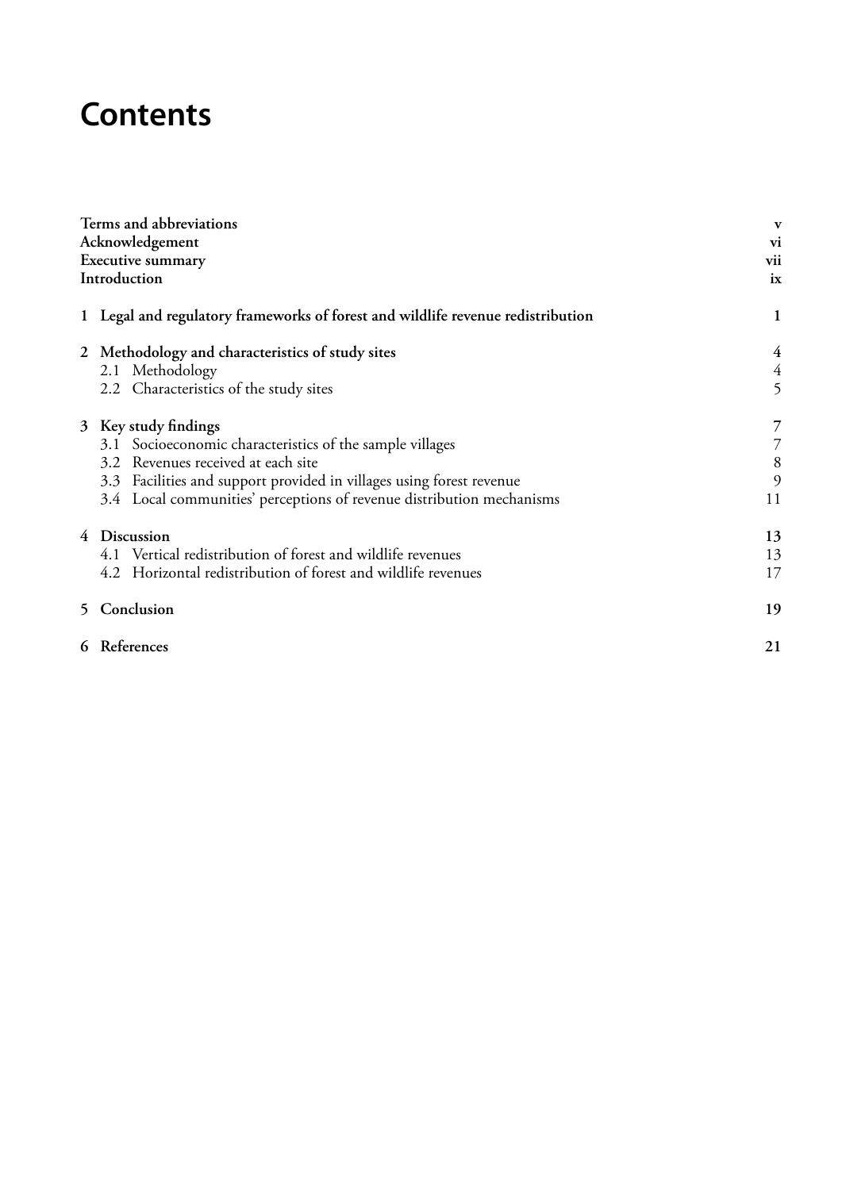# Contents

| | |
|---|---|
| **Terms and abbreviations** | **v** |
| **Acknowledgement** | **vi** |
| **Executive summary** | **vii** |
| **Introduction** | **ix** |
| **1 Legal and regulatory frameworks of forest and wildlife revenue redistribution** | **1** |
| **2 Methodology and characteristics of study sites** | **4** |
| 2.1 Methodology | 4 |
| 2.2 Characteristics of the study sites | 5 |
| **3 Key study findings** | **7** |
| 3.1 Socioeconomic characteristics of the sample villages | 7 |
| 3.2 Revenues received at each site | 8 |
| 3.3 Facilities and support provided in villages using forest revenue | 9 |
| 3.4 Local communities' perceptions of revenue distribution mechanisms | 11 |
| **4 Discussion** | **13** |
| 4.1 Vertical redistribution of forest and wildlife revenues | 13 |
| 4.2 Horizontal redistribution of forest and wildlife revenues | 17 |
| **5 Conclusion** | **19** |
| **6 References** | **21** |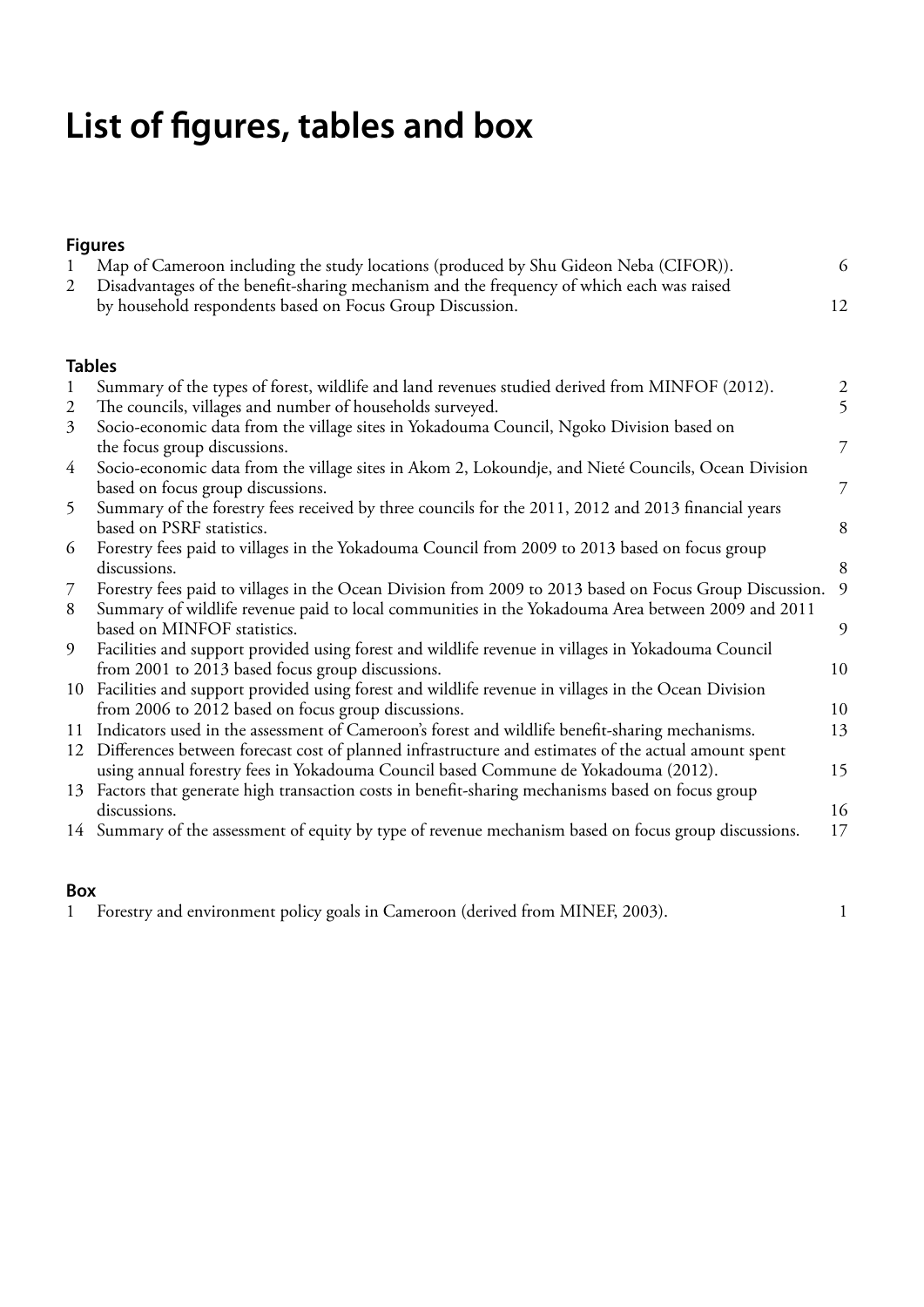# List of figures, tables and box

### Figures

| | | |
|---|---|---|
| 1 | Map of Cameroon including the study locations (produced by Shu Gideon Neba (CIFOR)). | 6 |
| 2 | Disadvantages of the benefit-sharing mechanism and the frequency of which each was raised by household respondents based on Focus Group Discussion. | 12 |

### Tables

| | | |
|---|---|---|
| 1 | Summary of the types of forest, wildlife and land revenues studied derived from MINFOF (2012). | 2 |
| 2 | The councils, villages and number of households surveyed. | 5 |
| 3 | Socio-economic data from the village sites in Yokadouma Council, Ngoko Division based on the focus group discussions. | 7 |
| 4 | Socio-economic data from the village sites in Akom 2, Lokoundje, and Nieté Councils, Ocean Division based on focus group discussions. | 7 |
| 5 | Summary of the forestry fees received by three councils for the 2011, 2012 and 2013 financial years based on PSRF statistics. | 8 |
| 6 | Forestry fees paid to villages in the Yokadouma Council from 2009 to 2013 based on focus group discussions. | 8 |
| 7 | Forestry fees paid to villages in the Ocean Division from 2009 to 2013 based on Focus Group Discussion. | 9 |
| 8 | Summary of wildlife revenue paid to local communities in the Yokadouma Area between 2009 and 2011 based on MINFOF statistics. | 9 |
| 9 | Facilities and support provided using forest and wildlife revenue in villages in Yokadouma Council from 2001 to 2013 based focus group discussions. | 10 |
| 10 | Facilities and support provided using forest and wildlife revenue in villages in the Ocean Division from 2006 to 2012 based on focus group discussions. | 10 |
| 11 | Indicators used in the assessment of Cameroon's forest and wildlife benefit-sharing mechanisms. | 13 |
| 12 | Differences between forecast cost of planned infrastructure and estimates of the actual amount spent using annual forestry fees in Yokadouma Council based Commune de Yokadouma (2012). | 15 |
| 13 | Factors that generate high transaction costs in benefit-sharing mechanisms based on focus group discussions. | 16 |
| 14 | Summary of the assessment of equity by type of revenue mechanism based on focus group discussions. | 17 |

### Box

| | | |
|---|---|---|
| 1 | Forestry and environment policy goals in Cameroon (derived from MINEF, 2003). | 1 |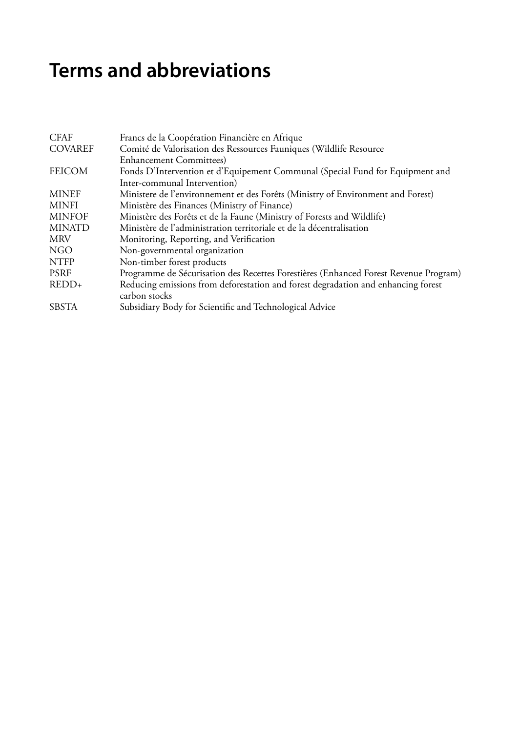# Terms and abbreviations

| | |
|---|---|
| CFAF | Francs de la Coopération Financière en Afrique |
| COVAREF | Comité de Valorisation des Ressources Fauniques (Wildlife Resource Enhancement Committees) |
| FEICOM | Fonds D'Intervention et d'Equipement Communal (Special Fund for Equipment and Inter-communal Intervention) |
| MINEF | Ministere de l'environnement et des Forêts (Ministry of Environment and Forest) |
| MINFI | Ministère des Finances (Ministry of Finance) |
| MINFOF | Ministère des Forêts et de la Faune (Ministry of Forests and Wildlife) |
| MINATD | Ministère de l'administration territoriale et de la décentralisation |
| MRV | Monitoring, Reporting, and Verification |
| NGO | Non-governmental organization |
| NTFP | Non-timber forest products |
| PSRF | Programme de Sécurisation des Recettes Forestières (Enhanced Forest Revenue Program) |
| REDD+ | Reducing emissions from deforestation and forest degradation and enhancing forest carbon stocks |
| SBSTA | Subsidiary Body for Scientific and Technological Advice |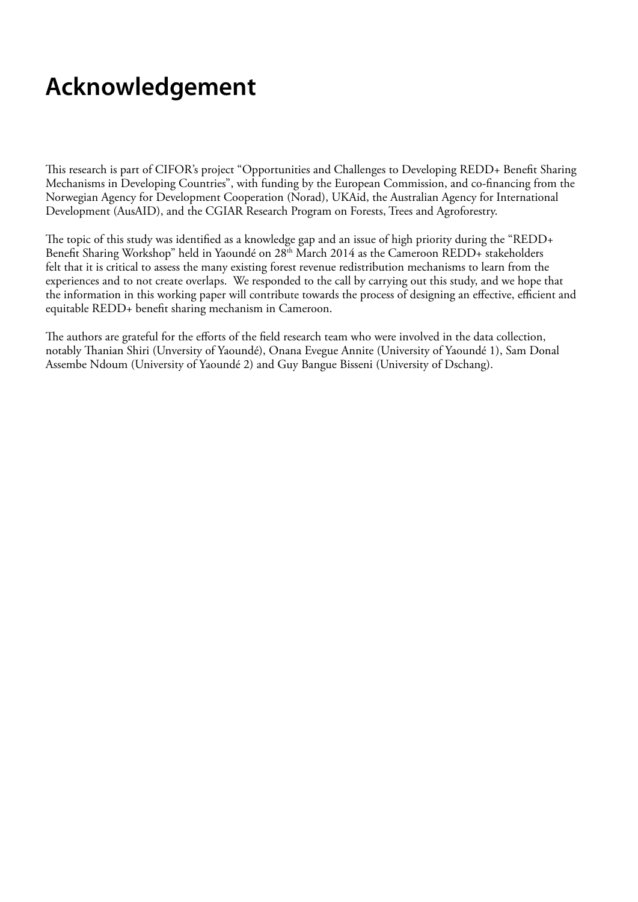# Acknowledgement

This research is part of CIFOR's project "Opportunities and Challenges to Developing REDD+ Benefit Sharing Mechanisms in Developing Countries", with funding by the European Commission, and co-financing from the Norwegian Agency for Development Cooperation (Norad), UKAid, the Australian Agency for International Development (AusAID), and the CGIAR Research Program on Forests, Trees and Agroforestry.

The topic of this study was identified as a knowledge gap and an issue of high priority during the "REDD+ Benefit Sharing Workshop" held in Yaoundé on 28th March 2014 as the Cameroon REDD+ stakeholders felt that it is critical to assess the many existing forest revenue redistribution mechanisms to learn from the experiences and to not create overlaps. We responded to the call by carrying out this study, and we hope that the information in this working paper will contribute towards the process of designing an effective, efficient and equitable REDD+ benefit sharing mechanism in Cameroon.

The authors are grateful for the efforts of the field research team who were involved in the data collection, notably Thanian Shiri (Unversity of Yaoundé), Onana Evegue Annite (University of Yaoundé 1), Sam Donal Assembe Ndoum (University of Yaoundé 2) and Guy Bangue Bisseni (University of Dschang).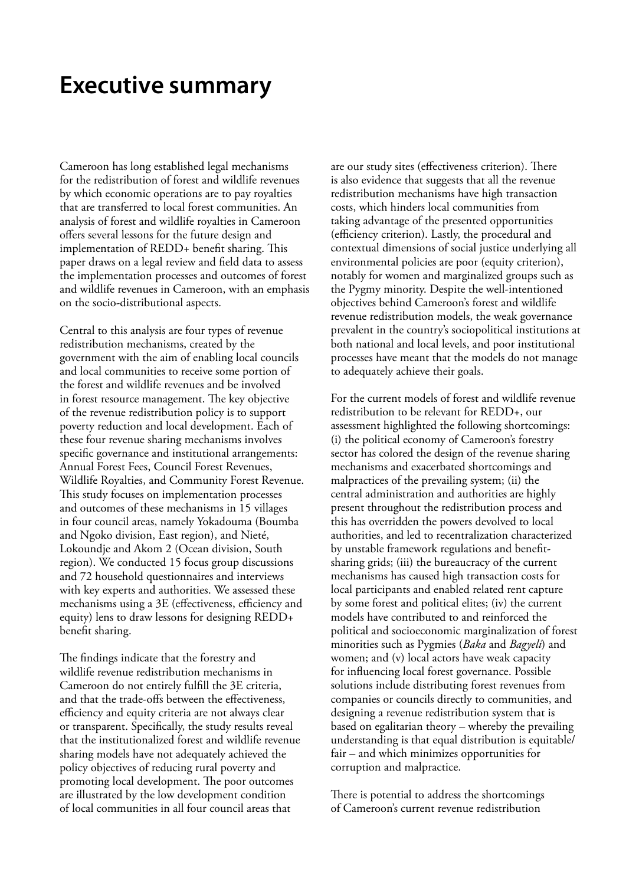# Executive summary

Cameroon has long established legal mechanisms for the redistribution of forest and wildlife revenues by which economic operations are to pay royalties that are transferred to local forest communities. An analysis of forest and wildlife royalties in Cameroon offers several lessons for the future design and implementation of REDD+ benefit sharing. This paper draws on a legal review and field data to assess the implementation processes and outcomes of forest and wildlife revenues in Cameroon, with an emphasis on the socio-distributional aspects.

Central to this analysis are four types of revenue redistribution mechanisms, created by the government with the aim of enabling local councils and local communities to receive some portion of the forest and wildlife revenues and be involved in forest resource management. The key objective of the revenue redistribution policy is to support poverty reduction and local development. Each of these four revenue sharing mechanisms involves specific governance and institutional arrangements: Annual Forest Fees, Council Forest Revenues, Wildlife Royalties, and Community Forest Revenue. This study focuses on implementation processes and outcomes of these mechanisms in 15 villages in four council areas, namely Yokadouma (Boumba and Ngoko division, East region), and Nieté, Lokoundje and Akom 2 (Ocean division, South region). We conducted 15 focus group discussions and 72 household questionnaires and interviews with key experts and authorities. We assessed these mechanisms using a 3E (effectiveness, efficiency and equity) lens to draw lessons for designing REDD+ benefit sharing.

The findings indicate that the forestry and wildlife revenue redistribution mechanisms in Cameroon do not entirely fulfill the 3E criteria, and that the trade-offs between the effectiveness, efficiency and equity criteria are not always clear or transparent. Specifically, the study results reveal that the institutionalized forest and wildlife revenue sharing models have not adequately achieved the policy objectives of reducing rural poverty and promoting local development. The poor outcomes are illustrated by the low development condition of local communities in all four council areas that are our study sites (effectiveness criterion). There is also evidence that suggests that all the revenue redistribution mechanisms have high transaction costs, which hinders local communities from taking advantage of the presented opportunities (efficiency criterion). Lastly, the procedural and contextual dimensions of social justice underlying all environmental policies are poor (equity criterion), notably for women and marginalized groups such as the Pygmy minority. Despite the well-intentioned objectives behind Cameroon's forest and wildlife revenue redistribution models, the weak governance prevalent in the country's sociopolitical institutions at both national and local levels, and poor institutional processes have meant that the models do not manage to adequately achieve their goals.

For the current models of forest and wildlife revenue redistribution to be relevant for REDD+, our assessment highlighted the following shortcomings: (i) the political economy of Cameroon's forestry sector has colored the design of the revenue sharing mechanisms and exacerbated shortcomings and malpractices of the prevailing system; (ii) the central administration and authorities are highly present throughout the redistribution process and this has overridden the powers devolved to local authorities, and led to recentralization characterized by unstable framework regulations and benefit-sharing grids; (iii) the bureaucracy of the current mechanisms has caused high transaction costs for local participants and enabled related rent capture by some forest and political elites; (iv) the current models have contributed to and reinforced the political and socioeconomic marginalization of forest minorities such as Pygmies (*Baka* and *Bagyeli*) and women; and (v) local actors have weak capacity for influencing local forest governance. Possible solutions include distributing forest revenues from companies or councils directly to communities, and designing a revenue redistribution system that is based on egalitarian theory – whereby the prevailing understanding is that equal distribution is equitable/fair – and which minimizes opportunities for corruption and malpractice.

There is potential to address the shortcomings of Cameroon's current revenue redistribution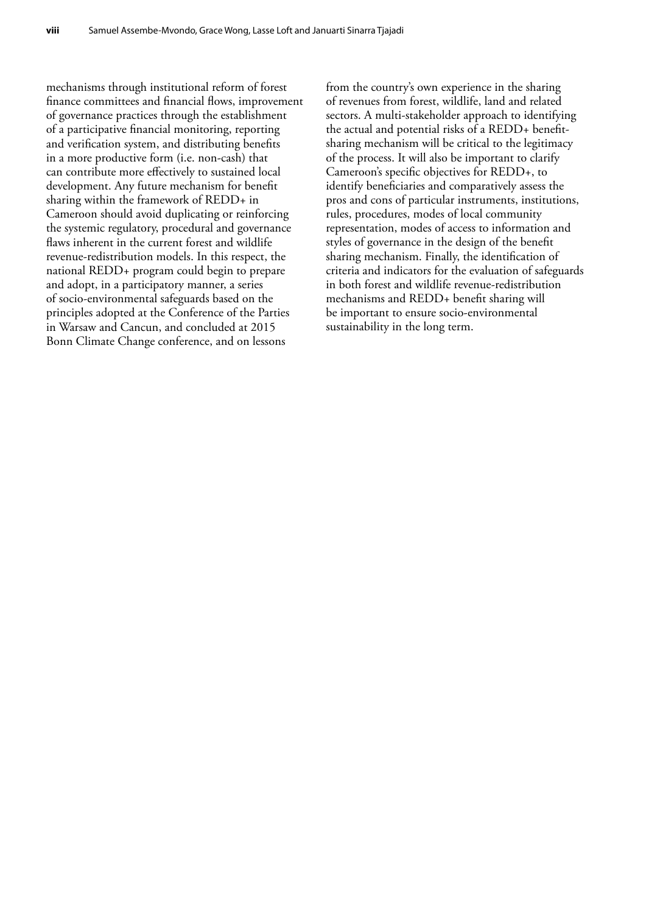mechanisms through institutional reform of forest finance committees and financial flows, improvement of governance practices through the establishment of a participative financial monitoring, reporting and verification system, and distributing benefits in a more productive form (i.e. non-cash) that can contribute more effectively to sustained local development. Any future mechanism for benefit sharing within the framework of REDD+ in Cameroon should avoid duplicating or reinforcing the systemic regulatory, procedural and governance flaws inherent in the current forest and wildlife revenue-redistribution models. In this respect, the national REDD+ program could begin to prepare and adopt, in a participatory manner, a series of socio-environmental safeguards based on the principles adopted at the Conference of the Parties in Warsaw and Cancun, and concluded at 2015 Bonn Climate Change conference, and on lessons from the country's own experience in the sharing of revenues from forest, wildlife, land and related sectors. A multi-stakeholder approach to identifying the actual and potential risks of a REDD+ benefit-sharing mechanism will be critical to the legitimacy of the process. It will also be important to clarify Cameroon's specific objectives for REDD+, to identify beneficiaries and comparatively assess the pros and cons of particular instruments, institutions, rules, procedures, modes of local community representation, modes of access to information and styles of governance in the design of the benefit sharing mechanism. Finally, the identification of criteria and indicators for the evaluation of safeguards in both forest and wildlife revenue-redistribution mechanisms and REDD+ benefit sharing will be important to ensure socio-environmental sustainability in the long term.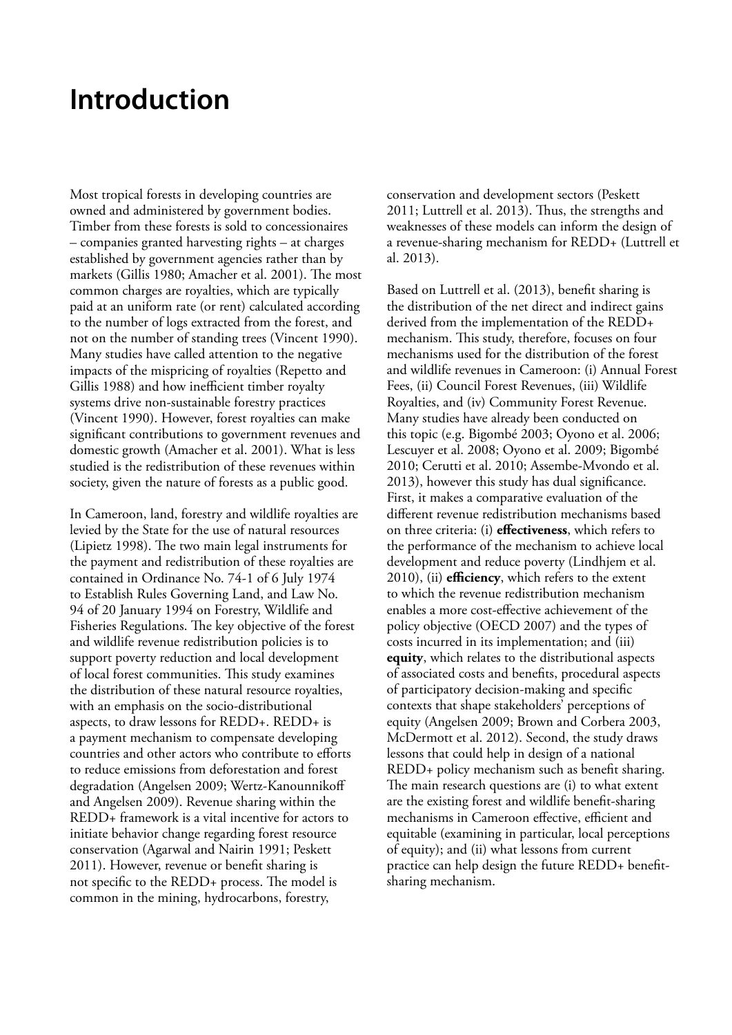# Introduction

Most tropical forests in developing countries are owned and administered by government bodies. Timber from these forests is sold to concessionaires – companies granted harvesting rights – at charges established by government agencies rather than by markets (Gillis 1980; Amacher et al. 2001). The most common charges are royalties, which are typically paid at an uniform rate (or rent) calculated according to the number of logs extracted from the forest, and not on the number of standing trees (Vincent 1990). Many studies have called attention to the negative impacts of the mispricing of royalties (Repetto and Gillis 1988) and how inefficient timber royalty systems drive non-sustainable forestry practices (Vincent 1990). However, forest royalties can make significant contributions to government revenues and domestic growth (Amacher et al. 2001). What is less studied is the redistribution of these revenues within society, given the nature of forests as a public good.

In Cameroon, land, forestry and wildlife royalties are levied by the State for the use of natural resources (Lipietz 1998). The two main legal instruments for the payment and redistribution of these royalties are contained in Ordinance No. 74-1 of 6 July 1974 to Establish Rules Governing Land, and Law No. 94 of 20 January 1994 on Forestry, Wildlife and Fisheries Regulations. The key objective of the forest and wildlife revenue redistribution policies is to support poverty reduction and local development of local forest communities. This study examines the distribution of these natural resource royalties, with an emphasis on the socio-distributional aspects, to draw lessons for REDD+. REDD+ is a payment mechanism to compensate developing countries and other actors who contribute to efforts to reduce emissions from deforestation and forest degradation (Angelsen 2009; Wertz-Kanounnikoff and Angelsen 2009). Revenue sharing within the REDD+ framework is a vital incentive for actors to initiate behavior change regarding forest resource conservation (Agarwal and Nairin 1991; Peskett 2011). However, revenue or benefit sharing is not specific to the REDD+ process. The model is common in the mining, hydrocarbons, forestry, conservation and development sectors (Peskett 2011; Luttrell et al. 2013). Thus, the strengths and weaknesses of these models can inform the design of a revenue-sharing mechanism for REDD+ (Luttrell et al. 2013).

Based on Luttrell et al. (2013), benefit sharing is the distribution of the net direct and indirect gains derived from the implementation of the REDD+ mechanism. This study, therefore, focuses on four mechanisms used for the distribution of the forest and wildlife revenues in Cameroon: (i) Annual Forest Fees, (ii) Council Forest Revenues, (iii) Wildlife Royalties, and (iv) Community Forest Revenue. Many studies have already been conducted on this topic (e.g. Bigombé 2003; Oyono et al. 2006; Lescuyer et al. 2008; Oyono et al. 2009; Bigombé 2010; Cerutti et al. 2010; Assembe-Mvondo et al. 2013), however this study has dual significance. First, it makes a comparative evaluation of the different revenue redistribution mechanisms based on three criteria: (i) **effectiveness**, which refers to the performance of the mechanism to achieve local development and reduce poverty (Lindhjem et al. 2010), (ii) **efficiency**, which refers to the extent to which the revenue redistribution mechanism enables a more cost-effective achievement of the policy objective (OECD 2007) and the types of costs incurred in its implementation; and (iii) **equity**, which relates to the distributional aspects of associated costs and benefits, procedural aspects of participatory decision-making and specific contexts that shape stakeholders' perceptions of equity (Angelsen 2009; Brown and Corbera 2003, McDermott et al. 2012). Second, the study draws lessons that could help in design of a national REDD+ policy mechanism such as benefit sharing. The main research questions are (i) to what extent are the existing forest and wildlife benefit-sharing mechanisms in Cameroon effective, efficient and equitable (examining in particular, local perceptions of equity); and (ii) what lessons from current practice can help design the future REDD+ benefit-sharing mechanism.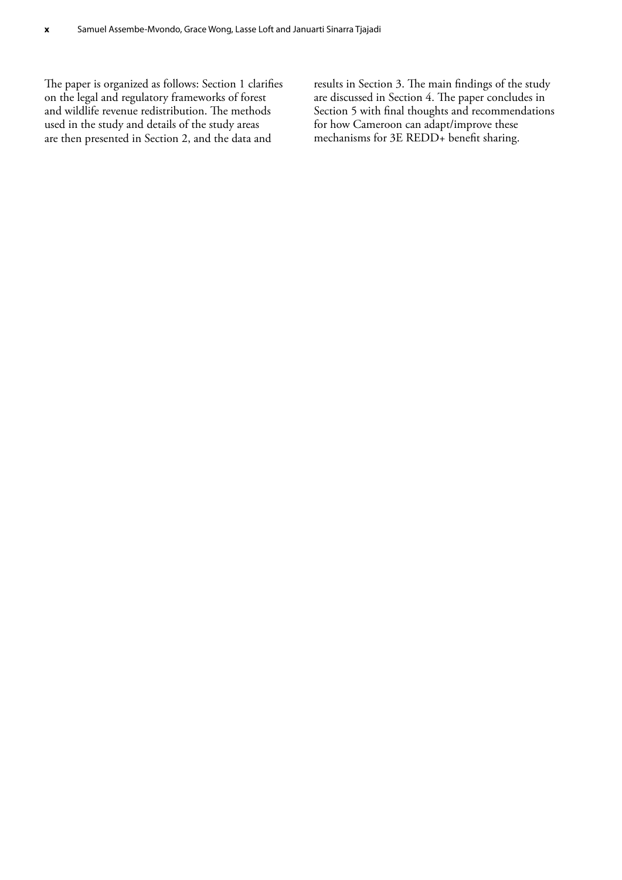The paper is organized as follows: Section 1 clarifies on the legal and regulatory frameworks of forest and wildlife revenue redistribution. The methods used in the study and details of the study areas are then presented in Section 2, and the data and results in Section 3. The main findings of the study are discussed in Section 4. The paper concludes in Section 5 with final thoughts and recommendations for how Cameroon can adapt/improve these mechanisms for 3E REDD+ benefit sharing.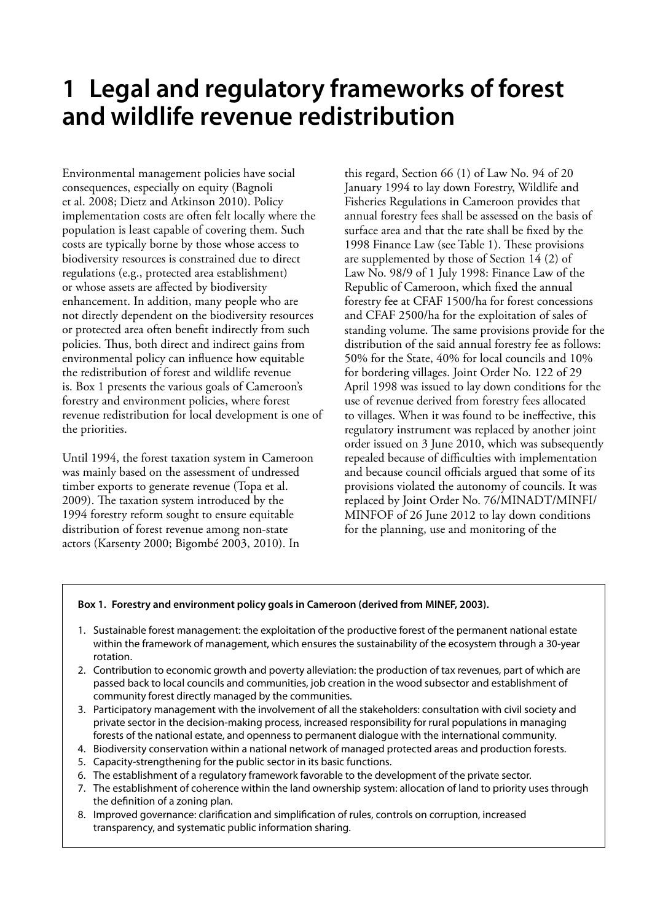# 1 Legal and regulatory frameworks of forest and wildlife revenue redistribution

Environmental management policies have social consequences, especially on equity (Bagnoli et al. 2008; Dietz and Atkinson 2010). Policy implementation costs are often felt locally where the population is least capable of covering them. Such costs are typically borne by those whose access to biodiversity resources is constrained due to direct regulations (e.g., protected area establishment) or whose assets are affected by biodiversity enhancement. In addition, many people who are not directly dependent on the biodiversity resources or protected area often benefit indirectly from such policies. Thus, both direct and indirect gains from environmental policy can influence how equitable the redistribution of forest and wildlife revenue is. Box 1 presents the various goals of Cameroon's forestry and environment policies, where forest revenue redistribution for local development is one of the priorities.

Until 1994, the forest taxation system in Cameroon was mainly based on the assessment of undressed timber exports to generate revenue (Topa et al. 2009). The taxation system introduced by the 1994 forestry reform sought to ensure equitable distribution of forest revenue among non-state actors (Karsenty 2000; Bigombé 2003, 2010). In this regard, Section 66 (1) of Law No. 94 of 20 January 1994 to lay down Forestry, Wildlife and Fisheries Regulations in Cameroon provides that annual forestry fees shall be assessed on the basis of surface area and that the rate shall be fixed by the 1998 Finance Law (see Table 1). These provisions are supplemented by those of Section 14 (2) of Law No. 98/9 of 1 July 1998: Finance Law of the Republic of Cameroon, which fixed the annual forestry fee at CFAF 1500/ha for forest concessions and CFAF 2500/ha for the exploitation of sales of standing volume. The same provisions provide for the distribution of the said annual forestry fee as follows: 50% for the State, 40% for local councils and 10% for bordering villages. Joint Order No. 122 of 29 April 1998 was issued to lay down conditions for the use of revenue derived from forestry fees allocated to villages. When it was found to be ineffective, this regulatory instrument was replaced by another joint order issued on 3 June 2010, which was subsequently repealed because of difficulties with implementation and because council officials argued that some of its provisions violated the autonomy of councils. It was replaced by Joint Order No. 76/MINADT/MINFI/MINFOF of 26 June 2012 to lay down conditions for the planning, use and monitoring of the

**Box 1. Forestry and environment policy goals in Cameroon (derived from MINEF, 2003).**

1. Sustainable forest management: the exploitation of the productive forest of the permanent national estate within the framework of management, which ensures the sustainability of the ecosystem through a 30-year rotation.
2. Contribution to economic growth and poverty alleviation: the production of tax revenues, part of which are passed back to local councils and communities, job creation in the wood subsector and establishment of community forest directly managed by the communities.
3. Participatory management with the involvement of all the stakeholders: consultation with civil society and private sector in the decision-making process, increased responsibility for rural populations in managing forests of the national estate, and openness to permanent dialogue with the international community.
4. Biodiversity conservation within a national network of managed protected areas and production forests.
5. Capacity-strengthening for the public sector in its basic functions.
6. The establishment of a regulatory framework favorable to the development of the private sector.
7. The establishment of coherence within the land ownership system: allocation of land to priority uses through the definition of a zoning plan.
8. Improved governance: clarification and simplification of rules, controls on corruption, increased transparency, and systematic public information sharing.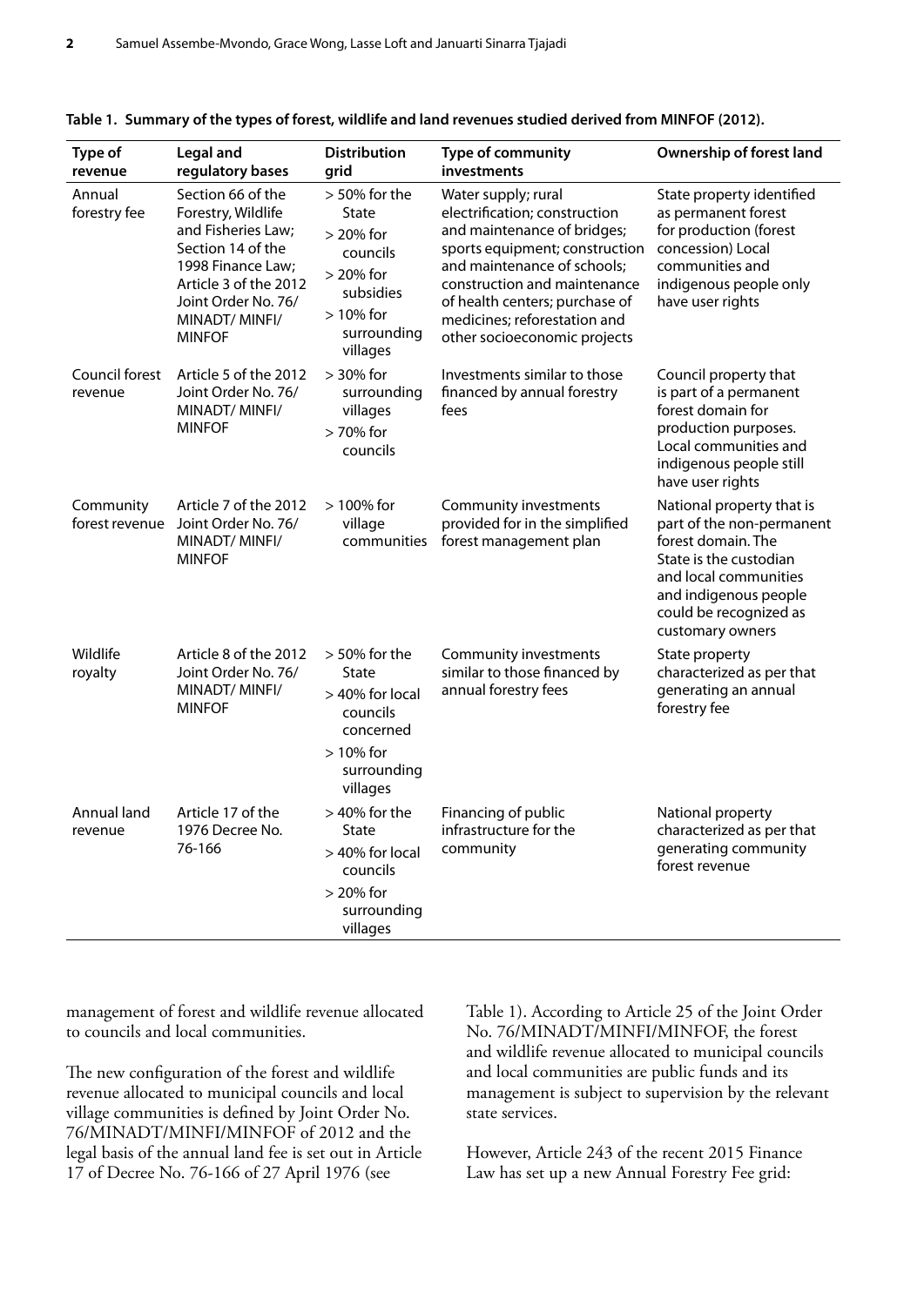**Table 1. Summary of the types of forest, wildlife and land revenues studied derived from MINFOF (2012).**

| Type of revenue | Legal and regulatory bases | Distribution grid | Type of community investments | Ownership of forest land |
|---|---|---|---|---|
| Annual forestry fee | Section 66 of the Forestry, Wildlife and Fisheries Law; Section 14 of the 1998 Finance Law; Article 3 of the 2012 Joint Order No. 76/ MINADT/ MINFI/ MINFOF | > 50% for the State<br>> 20% for councils<br>> 20% for subsidies<br>> 10% for surrounding villages | Water supply; rural electrification; construction and maintenance of bridges; sports equipment; construction and maintenance of schools; construction and maintenance of health centers; purchase of medicines; reforestation and other socioeconomic projects | State property identified as permanent forest for production (forest concession) Local communities and indigenous people only have user rights |
| Council forest revenue | Article 5 of the 2012 Joint Order No. 76/ MINADT/ MINFI/ MINFOF | > 30% for surrounding villages<br>> 70% for councils | Investments similar to those financed by annual forestry fees | Council property that is part of a permanent forest domain for production purposes. Local communities and indigenous people still have user rights |
| Community forest revenue | Article 7 of the 2012 Joint Order No. 76/ MINADT/ MINFI/ MINFOF | > 100% for village communities | Community investments provided for in the simplified forest management plan | National property that is part of the non-permanent forest domain. The State is the custodian and local communities and indigenous people could be recognized as customary owners |
| Wildlife royalty | Article 8 of the 2012 Joint Order No. 76/ MINADT/ MINFI/ MINFOF | > 50% for the State<br>> 40% for local councils concerned<br>> 10% for surrounding villages | Community investments similar to those financed by annual forestry fees | State property characterized as per that generating an annual forestry fee |
| Annual land revenue | Article 17 of the 1976 Decree No. 76-166 | > 40% for the State<br>> 40% for local councils<br>> 20% for surrounding villages | Financing of public infrastructure for the community | National property characterized as per that generating community forest revenue |

management of forest and wildlife revenue allocated to councils and local communities.

The new configuration of the forest and wildlife revenue allocated to municipal councils and local village communities is defined by Joint Order No. 76/MINADT/MINFI/MINFOF of 2012 and the legal basis of the annual land fee is set out in Article 17 of Decree No. 76-166 of 27 April 1976 (see Table 1). According to Article 25 of the Joint Order No. 76/MINADT/MINFI/MINFOF, the forest and wildlife revenue allocated to municipal councils and local communities are public funds and its management is subject to supervision by the relevant state services.

However, Article 243 of the recent 2015 Finance Law has set up a new Annual Forestry Fee grid: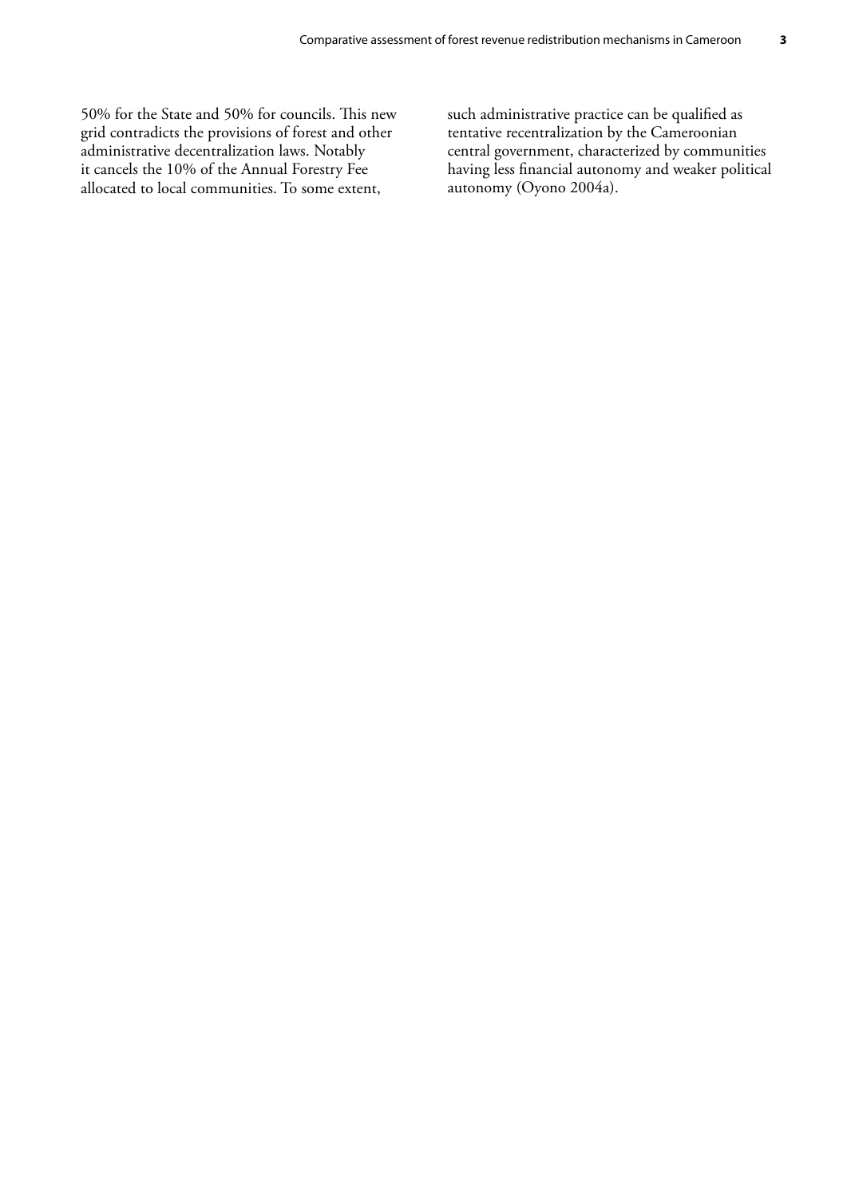50% for the State and 50% for councils. This new grid contradicts the provisions of forest and other administrative decentralization laws. Notably it cancels the 10% of the Annual Forestry Fee allocated to local communities. To some extent, such administrative practice can be qualified as tentative recentralization by the Cameroonian central government, characterized by communities having less financial autonomy and weaker political autonomy (Oyono 2004a).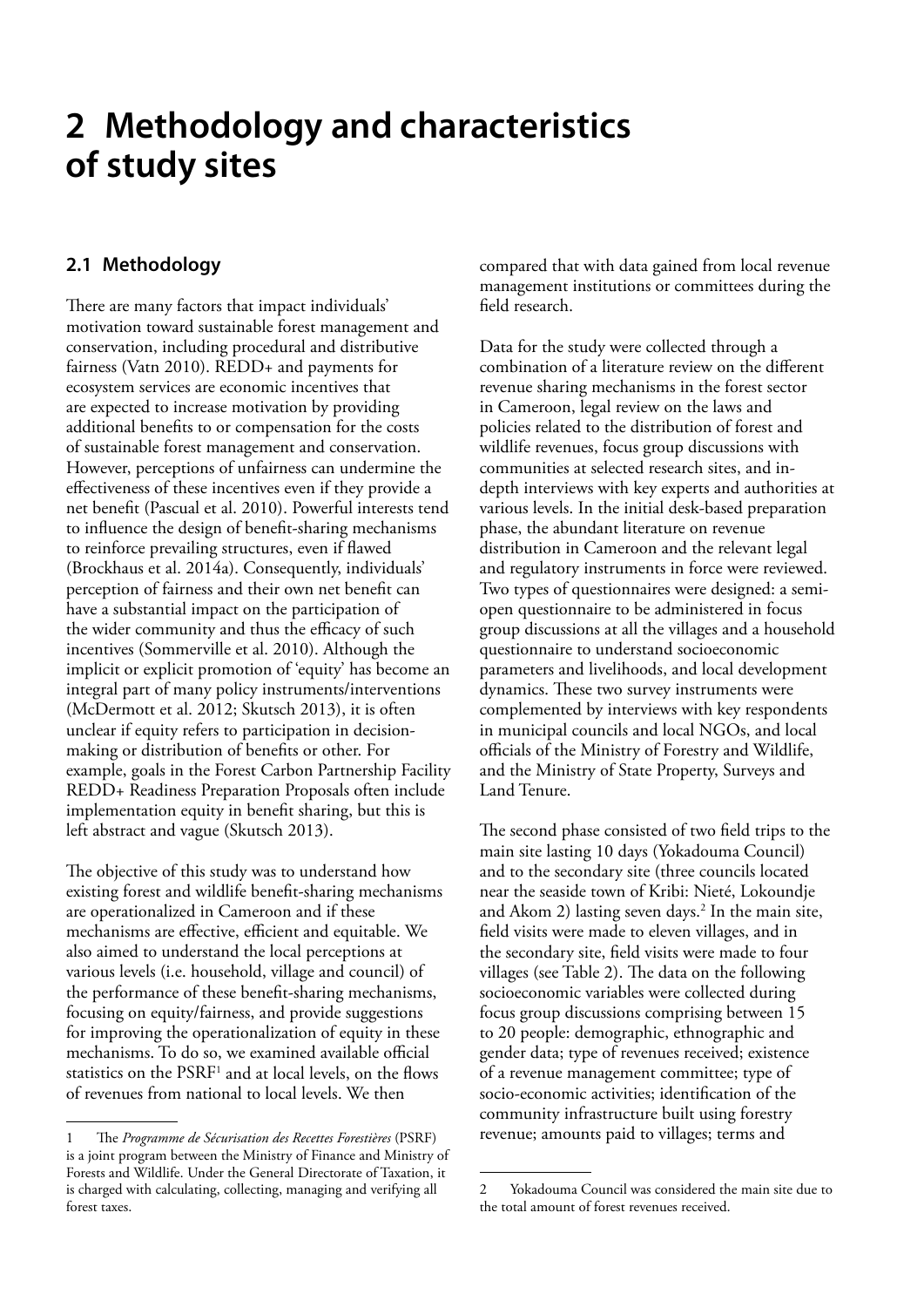# 2 Methodology and characteristics of study sites

## 2.1 Methodology

There are many factors that impact individuals' motivation toward sustainable forest management and conservation, including procedural and distributive fairness (Vatn 2010). REDD+ and payments for ecosystem services are economic incentives that are expected to increase motivation by providing additional benefits to or compensation for the costs of sustainable forest management and conservation. However, perceptions of unfairness can undermine the effectiveness of these incentives even if they provide a net benefit (Pascual et al. 2010). Powerful interests tend to influence the design of benefit-sharing mechanisms to reinforce prevailing structures, even if flawed (Brockhaus et al. 2014a). Consequently, individuals' perception of fairness and their own net benefit can have a substantial impact on the participation of the wider community and thus the efficacy of such incentives (Sommerville et al. 2010). Although the implicit or explicit promotion of 'equity' has become an integral part of many policy instruments/interventions (McDermott et al. 2012; Skutsch 2013), it is often unclear if equity refers to participation in decision-making or distribution of benefits or other. For example, goals in the Forest Carbon Partnership Facility REDD+ Readiness Preparation Proposals often include implementation equity in benefit sharing, but this is left abstract and vague (Skutsch 2013).

The objective of this study was to understand how existing forest and wildlife benefit-sharing mechanisms are operationalized in Cameroon and if these mechanisms are effective, efficient and equitable. We also aimed to understand the local perceptions at various levels (i.e. household, village and council) of the performance of these benefit-sharing mechanisms, focusing on equity/fairness, and provide suggestions for improving the operationalization of equity in these mechanisms. To do so, we examined available official statistics on the PSRF[1] and at local levels, on the flows of revenues from national to local levels. We then compared that with data gained from local revenue management institutions or committees during the field research.

Data for the study were collected through a combination of a literature review on the different revenue sharing mechanisms in the forest sector in Cameroon, legal review on the laws and policies related to the distribution of forest and wildlife revenues, focus group discussions with communities at selected research sites, and in-depth interviews with key experts and authorities at various levels. In the initial desk-based preparation phase, the abundant literature on revenue distribution in Cameroon and the relevant legal and regulatory instruments in force were reviewed. Two types of questionnaires were designed: a semi-open questionnaire to be administered in focus group discussions at all the villages and a household questionnaire to understand socioeconomic parameters and livelihoods, and local development dynamics. These two survey instruments were complemented by interviews with key respondents in municipal councils and local NGOs, and local officials of the Ministry of Forestry and Wildlife, and the Ministry of State Property, Surveys and Land Tenure.

The second phase consisted of two field trips to the main site lasting 10 days (Yokadouma Council) and to the secondary site (three councils located near the seaside town of Kribi: Nieté, Lokoundje and Akom 2) lasting seven days.[2] In the main site, field visits were made to eleven villages, and in the secondary site, field visits were made to four villages (see Table 2). The data on the following socioeconomic variables were collected during focus group discussions comprising between 15 to 20 people: demographic, ethnographic and gender data; type of revenues received; existence of a revenue management committee; type of socio-economic activities; identification of the community infrastructure built using forestry revenue; amounts paid to villages; terms and

---

1 The *Programme de Sécurisation des Recettes Forestières* (PSRF) is a joint program between the Ministry of Finance and Ministry of Forests and Wildlife. Under the General Directorate of Taxation, it is charged with calculating, collecting, managing and verifying all forest taxes.

2 Yokadouma Council was considered the main site due to the total amount of forest revenues received.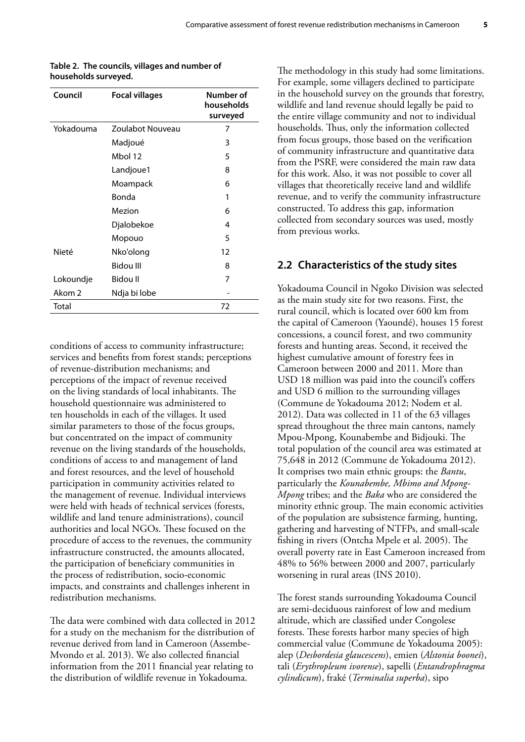**Table 2. The councils, villages and number of households surveyed.**

| Council | Focal villages | Number of households surveyed |
|---|---|---|
| Yokadouma | Zoulabot Nouveau | 7 |
| | Madjoué | 3 |
| | Mbol 12 | 5 |
| | Landjoue1 | 8 |
| | Moampack | 6 |
| | Bonda | 1 |
| | Mezion | 6 |
| | Djalobekoe | 4 |
| | Mopouo | 5 |
| Nieté | Nko'olong | 12 |
| | Bidou III | 8 |
| Lokoundje | Bidou II | 7 |
| Akom 2 | Ndja bi lobe | - |
| Total | | 72 |

conditions of access to community infrastructure; services and benefits from forest stands; perceptions of revenue-distribution mechanisms; and perceptions of the impact of revenue received on the living standards of local inhabitants. The household questionnaire was administered to ten households in each of the villages. It used similar parameters to those of the focus groups, but concentrated on the impact of community revenue on the living standards of the households, conditions of access to and management of land and forest resources, and the level of household participation in community activities related to the management of revenue. Individual interviews were held with heads of technical services (forests, wildlife and land tenure administrations), council authorities and local NGOs. These focused on the procedure of access to the revenues, the community infrastructure constructed, the amounts allocated, the participation of beneficiary communities in the process of redistribution, socio-economic impacts, and constraints and challenges inherent in redistribution mechanisms.

The data were combined with data collected in 2012 for a study on the mechanism for the distribution of revenue derived from land in Cameroon (Assembe-Mvondo et al. 2013). We also collected financial information from the 2011 financial year relating to the distribution of wildlife revenue in Yokadouma.

The methodology in this study had some limitations. For example, some villagers declined to participate in the household survey on the grounds that forestry, wildlife and land revenue should legally be paid to the entire village community and not to individual households. Thus, only the information collected from focus groups, those based on the verification of community infrastructure and quantitative data from the PSRF, were considered the main raw data for this work. Also, it was not possible to cover all villages that theoretically receive land and wildlife revenue, and to verify the community infrastructure constructed. To address this gap, information collected from secondary sources was used, mostly from previous works.

## 2.2 Characteristics of the study sites

Yokadouma Council in Ngoko Division was selected as the main study site for two reasons. First, the rural council, which is located over 600 km from the capital of Cameroon (Yaoundé), houses 15 forest concessions, a council forest, and two community forests and hunting areas. Second, it received the highest cumulative amount of forestry fees in Cameroon between 2000 and 2011. More than USD 18 million was paid into the council's coffers and USD 6 million to the surrounding villages (Commune de Yokadouma 2012; Nodem et al. 2012). Data was collected in 11 of the 63 villages spread throughout the three main cantons, namely Mpou-Mpong, Kounabembe and Bidjouki. The total population of the council area was estimated at 75,648 in 2012 (Commune de Yokadouma 2012). It comprises two main ethnic groups: the *Bantu*, particularly the *Kounabembe, Mbimo and Mpong-Mpong* tribes; and the *Baka* who are considered the minority ethnic group. The main economic activities of the population are subsistence farming, hunting, gathering and harvesting of NTFPs, and small-scale fishing in rivers (Ontcha Mpele et al. 2005). The overall poverty rate in East Cameroon increased from 48% to 56% between 2000 and 2007, particularly worsening in rural areas (INS 2010).

The forest stands surrounding Yokadouma Council are semi-deciduous rainforest of low and medium altitude, which are classified under Congolese forests. These forests harbor many species of high commercial value (Commune de Yokadouma 2005): alep (*Desbordesia glaucescens*), emien (*Alstonia boonei*), tali (*Erythropleum ivorense*), sapelli (*Entandrophragma cylindicum*), fraké (*Terminalia superba*), sipo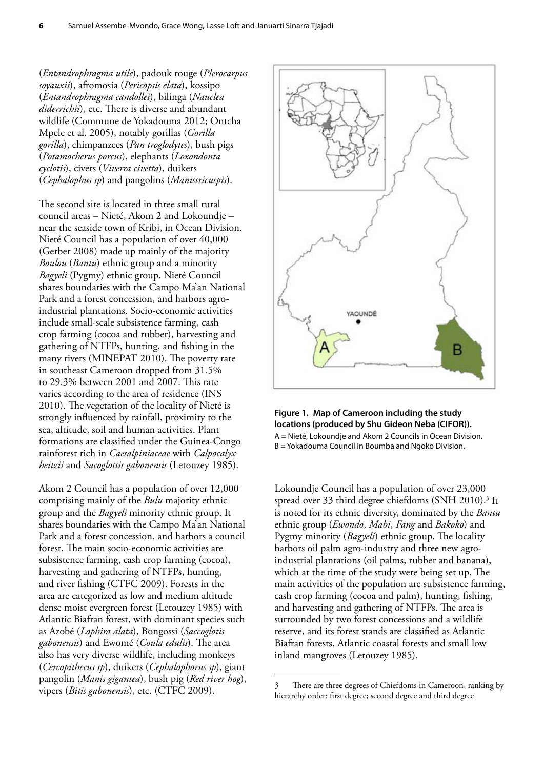(*Entandrophragma utile*), padouk rouge (*Plerocarpus soyauxii*), afromosia (*Pericopsis elata*), kossipo (*Entandrophragma candollei*), bilinga (*Nauclea diderrichii*), etc. There is diverse and abundant wildlife (Commune de Yokadouma 2012; Ontcha Mpele et al. 2005), notably gorillas (*Gorilla gorilla*), chimpanzees (*Pan troglodytes*), bush pigs (*Potamocherus porcus*), elephants (*Loxondonta cyclotis*), civets (*Viverra civetta*), duikers (*Cephalophus sp*) and pangolins (*Manistricuspis*).

The second site is located in three small rural council areas – Nieté, Akom 2 and Lokoundje – near the seaside town of Kribi, in Ocean Division. Nieté Council has a population of over 40,000 (Gerber 2008) made up mainly of the majority *Boulou* (*Bantu*) ethnic group and a minority *Bagyeli* (Pygmy) ethnic group. Nieté Council shares boundaries with the Campo Ma'an National Park and a forest concession, and harbors agro-industrial plantations. Socio-economic activities include small-scale subsistence farming, cash crop farming (cocoa and rubber), harvesting and gathering of NTFPs, hunting, and fishing in the many rivers (MINEPAT 2010). The poverty rate in southeast Cameroon dropped from 31.5% to 29.3% between 2001 and 2007. This rate varies according to the area of residence (INS 2010). The vegetation of the locality of Nieté is strongly influenced by rainfall, proximity to the sea, altitude, soil and human activities. Plant formations are classified under the Guinea-Congo rainforest rich in *Caesalpiniaceae* with *Calpocalyx heitzii* and *Sacoglottis gabonensis* (Letouzey 1985).

Akom 2 Council has a population of over 12,000 comprising mainly of the *Bulu* majority ethnic group and the *Bagyeli* minority ethnic group. It shares boundaries with the Campo Ma'an National Park and a forest concession, and harbors a council forest. The main socio-economic activities are subsistence farming, cash crop farming (cocoa), harvesting and gathering of NTFPs, hunting, and river fishing (CTFC 2009). Forests in the area are categorized as low and medium altitude dense moist evergreen forest (Letouzey 1985) with Atlantic Biafran forest, with dominant species such as Azobé (*Lophira alata*), Bongossi (*Saccoglotis gabonensis*) and Ewomé (*Coula edulis*). The area also has very diverse wildlife, including monkeys (*Cercopithecus sp*), duikers (*Cephalophorus sp*), giant pangolin (*Manis gigantea*), bush pig (*Red river hog*), vipers (*Bitis gabonensis*), etc. (CTFC 2009).

**Figure 1. Map of Cameroon including the study locations (produced by Shu Gideon Neba (CIFOR)).**
A = Nieté, Lokoundje and Akom 2 Councils in Ocean Division.
B = Yokadouma Council in Boumba and Ngoko Division.

Lokoundje Council has a population of over 23,000 spread over 33 third degree chiefdoms (SNH 2010).[3] It is noted for its ethnic diversity, dominated by the *Bantu* ethnic group (*Ewondo*, *Mabi*, *Fang* and *Bakoko*) and Pygmy minority (*Bagyeli*) ethnic group. The locality harbors oil palm agro-industry and three new agro-industrial plantations (oil palms, rubber and banana), which at the time of the study were being set up. The main activities of the population are subsistence farming, cash crop farming (cocoa and palm), hunting, fishing, and harvesting and gathering of NTFPs. The area is surrounded by two forest concessions and a wildlife reserve, and its forest stands are classified as Atlantic Biafran forests, Atlantic coastal forests and small low inland mangroves (Letouzey 1985).

3 There are three degrees of Chiefdoms in Cameroon, ranking by hierarchy order: first degree; second degree and third degree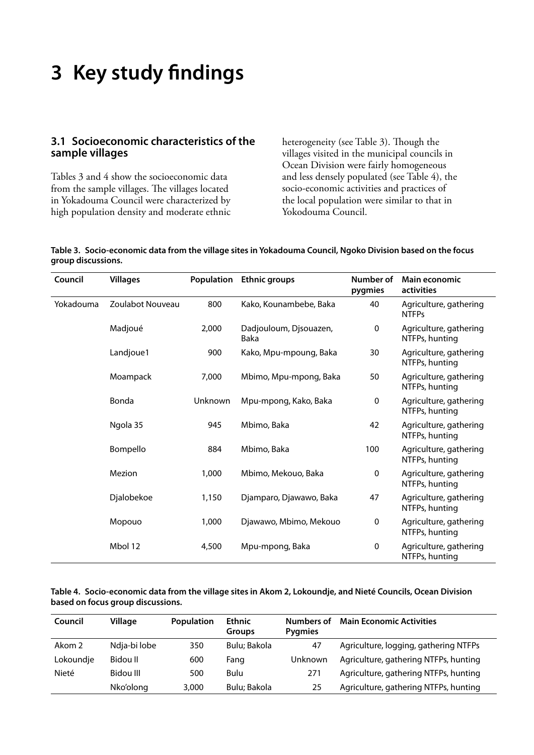# 3 Key study findings

## 3.1 Socioeconomic characteristics of the sample villages

Tables 3 and 4 show the socioeconomic data from the sample villages. The villages located in Yokadouma Council were characterized by high population density and moderate ethnic heterogeneity (see Table 3). Though the villages visited in the municipal councils in Ocean Division were fairly homogeneous and less densely populated (see Table 4), the socio-economic activities and practices of the local population were similar to that in Yokodouma Council.

**Table 3. Socio-economic data from the village sites in Yokadouma Council, Ngoko Division based on the focus group discussions.**

| Council | Villages | Population | Ethnic groups | Number of pygmies | Main economic activities |
|---|---|---|---|---|---|
| Yokadouma | Zoulabot Nouveau | 800 | Kako, Kounambebe, Baka | 40 | Agriculture, gathering NTFPs |
| | Madjoué | 2,000 | Dadjouloum, Djsouazen, Baka | 0 | Agriculture, gathering NTFPs, hunting |
| | Landjoue1 | 900 | Kako, Mpu-mpoung, Baka | 30 | Agriculture, gathering NTFPs, hunting |
| | Moampack | 7,000 | Mbimo, Mpu-mpong, Baka | 50 | Agriculture, gathering NTFPs, hunting |
| | Bonda | Unknown | Mpu-mpong, Kako, Baka | 0 | Agriculture, gathering NTFPs, hunting |
| | Ngola 35 | 945 | Mbimo, Baka | 42 | Agriculture, gathering NTFPs, hunting |
| | Bompello | 884 | Mbimo, Baka | 100 | Agriculture, gathering NTFPs, hunting |
| | Mezion | 1,000 | Mbimo, Mekouo, Baka | 0 | Agriculture, gathering NTFPs, hunting |
| | Djalobekoe | 1,150 | Djamparo, Djawawo, Baka | 47 | Agriculture, gathering NTFPs, hunting |
| | Mopouo | 1,000 | Djawawo, Mbimo, Mekouo | 0 | Agriculture, gathering NTFPs, hunting |
| | Mbol 12 | 4,500 | Mpu-mpong, Baka | 0 | Agriculture, gathering NTFPs, hunting |

**Table 4. Socio-economic data from the village sites in Akom 2, Lokoundje, and Nieté Councils, Ocean Division based on focus group discussions.**

| Council | Village | Population | Ethnic Groups | Numbers of Pygmies | Main Economic Activities |
|---|---|---|---|---|---|
| Akom 2 | Ndja-bi lobe | 350 | Bulu; Bakola | 47 | Agriculture, logging, gathering NTFPs |
| Lokoundje | Bidou II | 600 | Fang | Unknown | Agriculture, gathering NTFPs, hunting |
| Nieté | Bidou III | 500 | Bulu | 271 | Agriculture, gathering NTFPs, hunting |
| | Nko'olong | 3,000 | Bulu; Bakola | 25 | Agriculture, gathering NTFPs, hunting |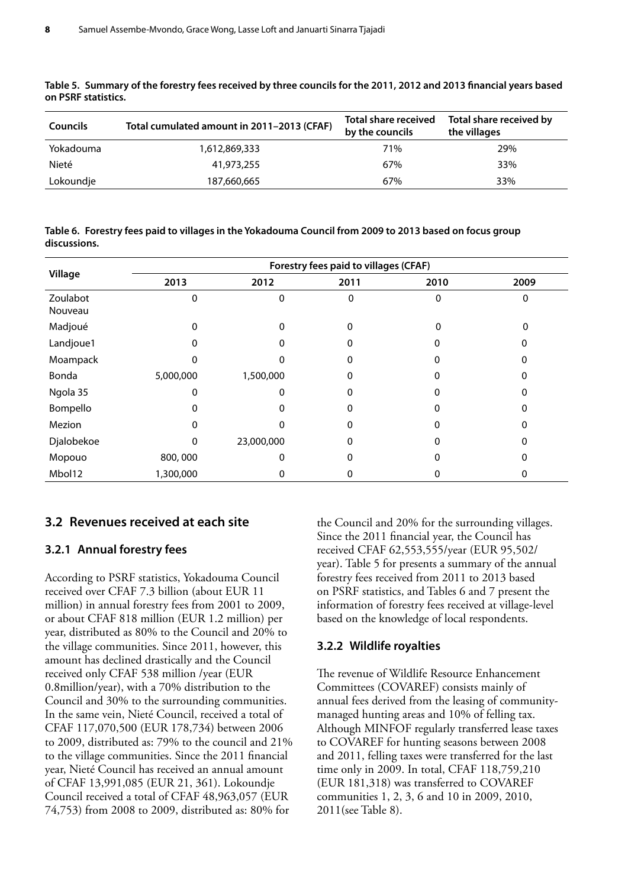**Table 5. Summary of the forestry fees received by three councils for the 2011, 2012 and 2013 financial years based on PSRF statistics.**

| Councils | Total cumulated amount in 2011–2013 (CFAF) | Total share received by the councils | Total share received by the villages |
|---|---|---|---|
| Yokadouma | 1,612,869,333 | 71% | 29% |
| Nieté | 41,973,255 | 67% | 33% |
| Lokoundje | 187,660,665 | 67% | 33% |

**Table 6. Forestry fees paid to villages in the Yokadouma Council from 2009 to 2013 based on focus group discussions.**

| Village | Forestry fees paid to villages (CFAF) | | | | |
|---|---|---|---|---|---|
| | 2013 | 2012 | 2011 | 2010 | 2009 |
| Zoulabot Nouveau | 0 | 0 | 0 | 0 | 0 |
| Madjoué | 0 | 0 | 0 | 0 | 0 |
| Landjoue1 | 0 | 0 | 0 | 0 | 0 |
| Moampack | 0 | 0 | 0 | 0 | 0 |
| Bonda | 5,000,000 | 1,500,000 | 0 | 0 | 0 |
| Ngola 35 | 0 | 0 | 0 | 0 | 0 |
| Bompello | 0 | 0 | 0 | 0 | 0 |
| Mezion | 0 | 0 | 0 | 0 | 0 |
| Djalobekoe | 0 | 23,000,000 | 0 | 0 | 0 |
| Mopouo | 800, 000 | 0 | 0 | 0 | 0 |
| Mbol12 | 1,300,000 | 0 | 0 | 0 | 0 |

## 3.2 Revenues received at each site

### 3.2.1 Annual forestry fees

According to PSRF statistics, Yokadouma Council received over CFAF 7.3 billion (about EUR 11 million) in annual forestry fees from 2001 to 2009, or about CFAF 818 million (EUR 1.2 million) per year, distributed as 80% to the Council and 20% to the village communities. Since 2011, however, this amount has declined drastically and the Council received only CFAF 538 million /year (EUR 0.8million/year), with a 70% distribution to the Council and 30% to the surrounding communities. In the same vein, Nieté Council, received a total of CFAF 117,070,500 (EUR 178,734) between 2006 to 2009, distributed as: 79% to the council and 21% to the village communities. Since the 2011 financial year, Nieté Council has received an annual amount of CFAF 13,991,085 (EUR 21, 361). Lokoundje Council received a total of CFAF 48,963,057 (EUR 74,753) from 2008 to 2009, distributed as: 80% for the Council and 20% for the surrounding villages. Since the 2011 financial year, the Council has received CFAF 62,553,555/year (EUR 95,502/year). Table 5 for presents a summary of the annual forestry fees received from 2011 to 2013 based on PSRF statistics, and Tables 6 and 7 present the information of forestry fees received at village-level based on the knowledge of local respondents.

### 3.2.2 Wildlife royalties

The revenue of Wildlife Resource Enhancement Committees (COVAREF) consists mainly of annual fees derived from the leasing of community-managed hunting areas and 10% of felling tax. Although MINFOF regularly transferred lease taxes to COVAREF for hunting seasons between 2008 and 2011, felling taxes were transferred for the last time only in 2009. In total, CFAF 118,759,210 (EUR 181,318) was transferred to COVAREF communities 1, 2, 3, 6 and 10 in 2009, 2010, 2011(see Table 8).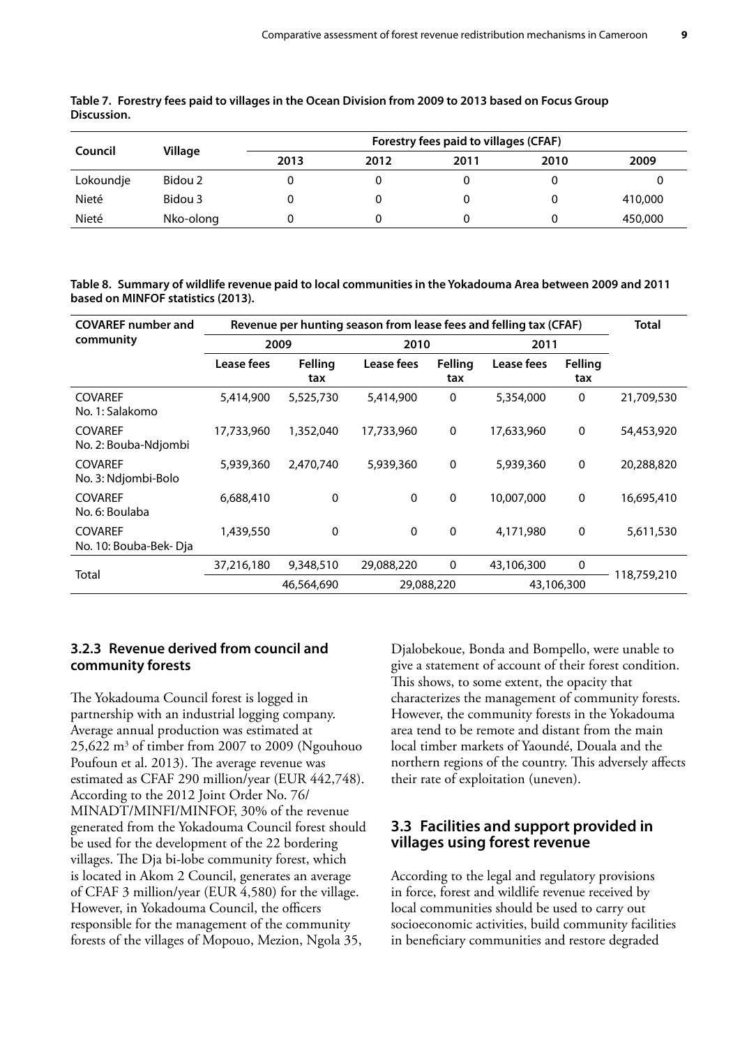**Table 7. Forestry fees paid to villages in the Ocean Division from 2009 to 2013 based on Focus Group Discussion.**

| Council | Village | Forestry fees paid to villages (CFAF) | | | | |
|---|---|---|---|---|---|---|
| | | 2013 | 2012 | 2011 | 2010 | 2009 |
| Lokoundje | Bidou 2 | 0 | 0 | 0 | 0 | 0 |
| Nieté | Bidou 3 | 0 | 0 | 0 | 0 | 410,000 |
| Nieté | Nko-olong | 0 | 0 | 0 | 0 | 450,000 |

**Table 8. Summary of wildlife revenue paid to local communities in the Yokadouma Area between 2009 and 2011 based on MINFOF statistics (2013).**

| COVAREF number and community | Revenue per hunting season from lease fees and felling tax (CFAF) | | | | | | Total |
|---|---|---|---|---|---|---|---|
| | 2009 | | 2010 | | 2011 | | |
| | Lease fees | Felling tax | Lease fees | Felling tax | Lease fees | Felling tax | |
| COVAREF No. 1: Salakomo | 5,414,900 | 5,525,730 | 5,414,900 | 0 | 5,354,000 | 0 | 21,709,530 |
| COVAREF No. 2: Bouba-Ndjombi | 17,733,960 | 1,352,040 | 17,733,960 | 0 | 17,633,960 | 0 | 54,453,920 |
| COVAREF No. 3: Ndjombi-Bolo | 5,939,360 | 2,470,740 | 5,939,360 | 0 | 5,939,360 | 0 | 20,288,820 |
| COVAREF No. 6: Boulaba | 6,688,410 | 0 | 0 | 0 | 10,007,000 | 0 | 16,695,410 |
| COVAREF No. 10: Bouba-Bek- Dja | 1,439,550 | 0 | 0 | 0 | 4,171,980 | 0 | 5,611,530 |
| Total | 37,216,180 | 9,348,510 | 29,088,220 | 0 | 43,106,300 | 0 | 118,759,210 |
| | 46,564,690 | | 29,088,220 | | 43,106,300 | | |

### 3.2.3 Revenue derived from council and community forests

The Yokadouma Council forest is logged in partnership with an industrial logging company. Average annual production was estimated at 25,622 $m^3$ of timber from 2007 to 2009 (Ngouhouo Poufoun et al. 2013). The average revenue was estimated as CFAF 290 million/year (EUR 442,748). According to the 2012 Joint Order No. 76/ MINADT/MINFI/MINFOF, 30% of the revenue generated from the Yokadouma Council forest should be used for the development of the 22 bordering villages. The Dja bi-lobe community forest, which is located in Akom 2 Council, generates an average of CFAF 3 million/year (EUR 4,580) for the village. However, in Yokadouma Council, the officers responsible for the management of the community forests of the villages of Mopouo, Mezion, Ngola 35, Djalobekoue, Bonda and Bompello, were unable to give a statement of account of their forest condition. This shows, to some extent, the opacity that characterizes the management of community forests. However, the community forests in the Yokadouma area tend to be remote and distant from the main local timber markets of Yaoundé, Douala and the northern regions of the country. This adversely affects their rate of exploitation (uneven).

## 3.3 Facilities and support provided in villages using forest revenue

According to the legal and regulatory provisions in force, forest and wildlife revenue received by local communities should be used to carry out socioeconomic activities, build community facilities in beneficiary communities and restore degraded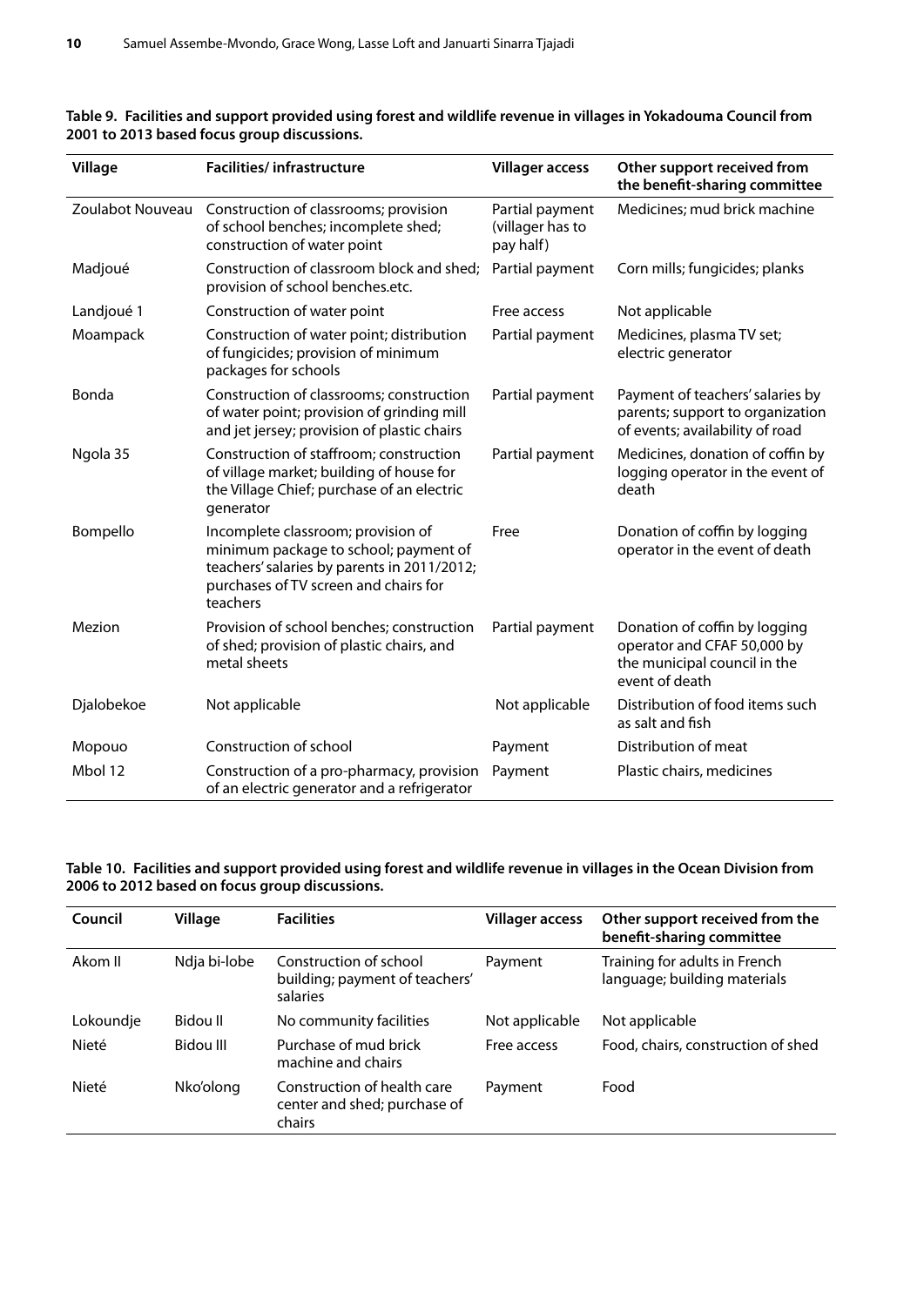**Table 9. Facilities and support provided using forest and wildlife revenue in villages in Yokadouma Council from 2001 to 2013 based focus group discussions.**

| Village | Facilities/ infrastructure | Villager access | Other support received from the benefit-sharing committee |
|---|---|---|---|
| Zoulabot Nouveau | Construction of classrooms; provision of school benches; incomplete shed; construction of water point | Partial payment (villager has to pay half) | Medicines; mud brick machine |
| Madjoué | Construction of classroom block and shed; provision of school benches.etc. | Partial payment | Corn mills; fungicides; planks |
| Landjoué 1 | Construction of water point | Free access | Not applicable |
| Moampack | Construction of water point; distribution of fungicides; provision of minimum packages for schools | Partial payment | Medicines, plasma TV set; electric generator |
| Bonda | Construction of classrooms; construction of water point; provision of grinding mill and jet jersey; provision of plastic chairs | Partial payment | Payment of teachers' salaries by parents; support to organization of events; availability of road |
| Ngola 35 | Construction of staffroom; construction of village market; building of house for the Village Chief; purchase of an electric generator | Partial payment | Medicines, donation of coffin by logging operator in the event of death |
| Bompello | Incomplete classroom; provision of minimum package to school; payment of teachers' salaries by parents in 2011/2012; purchases of TV screen and chairs for teachers | Free | Donation of coffin by logging operator in the event of death |
| Mezion | Provision of school benches; construction of shed; provision of plastic chairs, and metal sheets | Partial payment | Donation of coffin by logging operator and CFAF 50,000 by the municipal council in the event of death |
| Djalobekoe | Not applicable | Not applicable | Distribution of food items such as salt and fish |
| Mopouo | Construction of school | Payment | Distribution of meat |
| Mbol 12 | Construction of a pro-pharmacy, provision of an electric generator and a refrigerator | Payment | Plastic chairs, medicines |

**Table 10. Facilities and support provided using forest and wildlife revenue in villages in the Ocean Division from 2006 to 2012 based on focus group discussions.**

| Council | Village | Facilities | Villager access | Other support received from the benefit-sharing committee |
|---|---|---|---|---|
| Akom II | Ndja bi-lobe | Construction of school building; payment of teachers' salaries | Payment | Training for adults in French language; building materials |
| Lokoundje | Bidou II | No community facilities | Not applicable | Not applicable |
| Nieté | Bidou III | Purchase of mud brick machine and chairs | Free access | Food, chairs, construction of shed |
| Nieté | Nko'olong | Construction of health care center and shed; purchase of chairs | Payment | Food |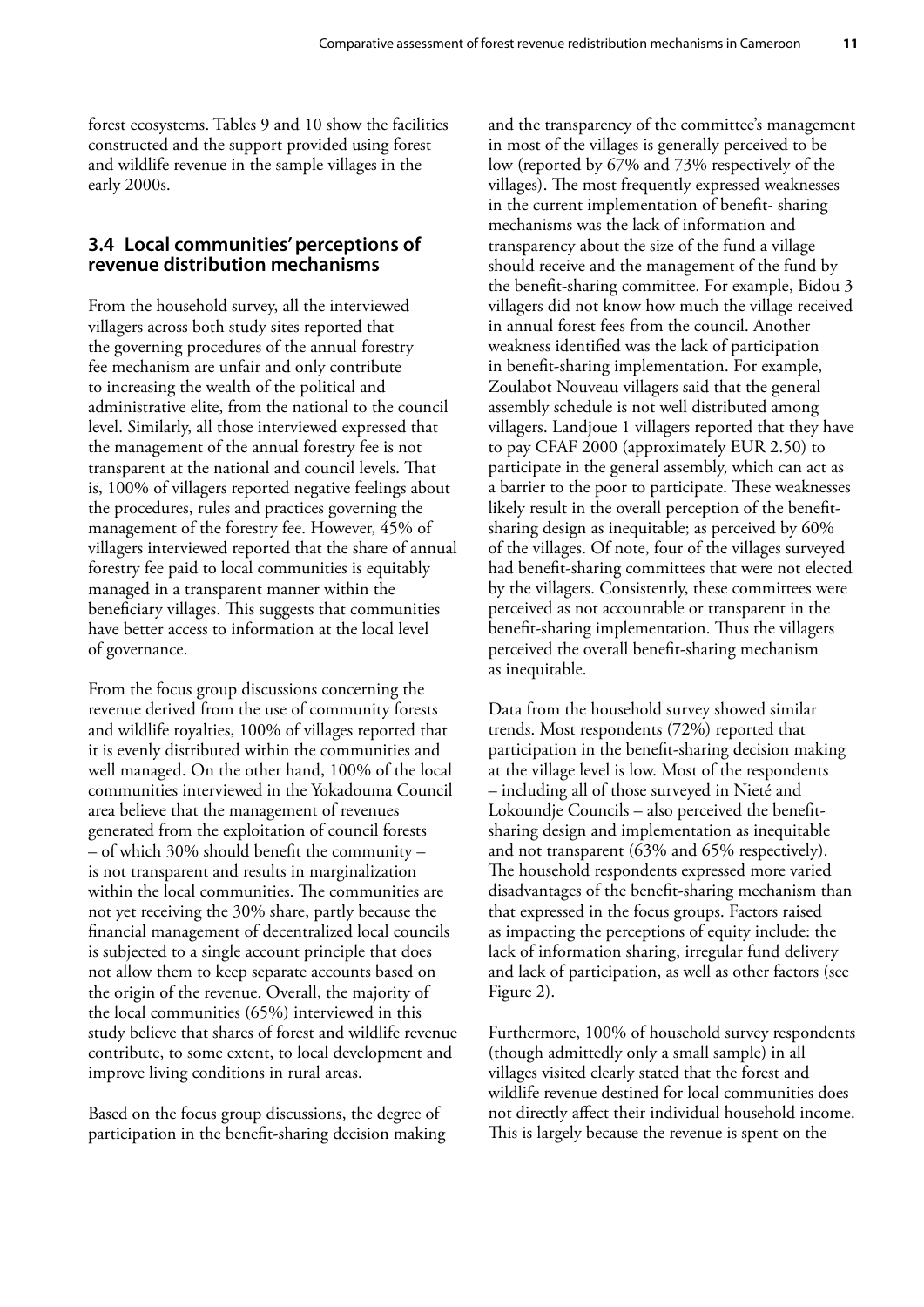forest ecosystems. Tables 9 and 10 show the facilities constructed and the support provided using forest and wildlife revenue in the sample villages in the early 2000s.

### 3.4 Local communities' perceptions of revenue distribution mechanisms

From the household survey, all the interviewed villagers across both study sites reported that the governing procedures of the annual forestry fee mechanism are unfair and only contribute to increasing the wealth of the political and administrative elite, from the national to the council level. Similarly, all those interviewed expressed that the management of the annual forestry fee is not transparent at the national and council levels. That is, 100% of villagers reported negative feelings about the procedures, rules and practices governing the management of the forestry fee. However, 45% of villagers interviewed reported that the share of annual forestry fee paid to local communities is equitably managed in a transparent manner within the beneficiary villages. This suggests that communities have better access to information at the local level of governance.

From the focus group discussions concerning the revenue derived from the use of community forests and wildlife royalties, 100% of villages reported that it is evenly distributed within the communities and well managed. On the other hand, 100% of the local communities interviewed in the Yokadouma Council area believe that the management of revenues generated from the exploitation of council forests – of which 30% should benefit the community – is not transparent and results in marginalization within the local communities. The communities are not yet receiving the 30% share, partly because the financial management of decentralized local councils is subjected to a single account principle that does not allow them to keep separate accounts based on the origin of the revenue. Overall, the majority of the local communities (65%) interviewed in this study believe that shares of forest and wildlife revenue contribute, to some extent, to local development and improve living conditions in rural areas.

Based on the focus group discussions, the degree of participation in the benefit-sharing decision making and the transparency of the committee's management in most of the villages is generally perceived to be low (reported by 67% and 73% respectively of the villages). The most frequently expressed weaknesses in the current implementation of benefit- sharing mechanisms was the lack of information and transparency about the size of the fund a village should receive and the management of the fund by the benefit-sharing committee. For example, Bidou 3 villagers did not know how much the village received in annual forest fees from the council. Another weakness identified was the lack of participation in benefit-sharing implementation. For example, Zoulabot Nouveau villagers said that the general assembly schedule is not well distributed among villagers. Landjoue 1 villagers reported that they have to pay CFAF 2000 (approximately EUR 2.50) to participate in the general assembly, which can act as a barrier to the poor to participate. These weaknesses likely result in the overall perception of the benefit-sharing design as inequitable; as perceived by 60% of the villages. Of note, four of the villages surveyed had benefit-sharing committees that were not elected by the villagers. Consistently, these committees were perceived as not accountable or transparent in the benefit-sharing implementation. Thus the villagers perceived the overall benefit-sharing mechanism as inequitable.

Data from the household survey showed similar trends. Most respondents (72%) reported that participation in the benefit-sharing decision making at the village level is low. Most of the respondents – including all of those surveyed in Nieté and Lokoundje Councils – also perceived the benefit-sharing design and implementation as inequitable and not transparent (63% and 65% respectively). The household respondents expressed more varied disadvantages of the benefit-sharing mechanism than that expressed in the focus groups. Factors raised as impacting the perceptions of equity include: the lack of information sharing, irregular fund delivery and lack of participation, as well as other factors (see Figure 2).

Furthermore, 100% of household survey respondents (though admittedly only a small sample) in all villages visited clearly stated that the forest and wildlife revenue destined for local communities does not directly affect their individual household income. This is largely because the revenue is spent on the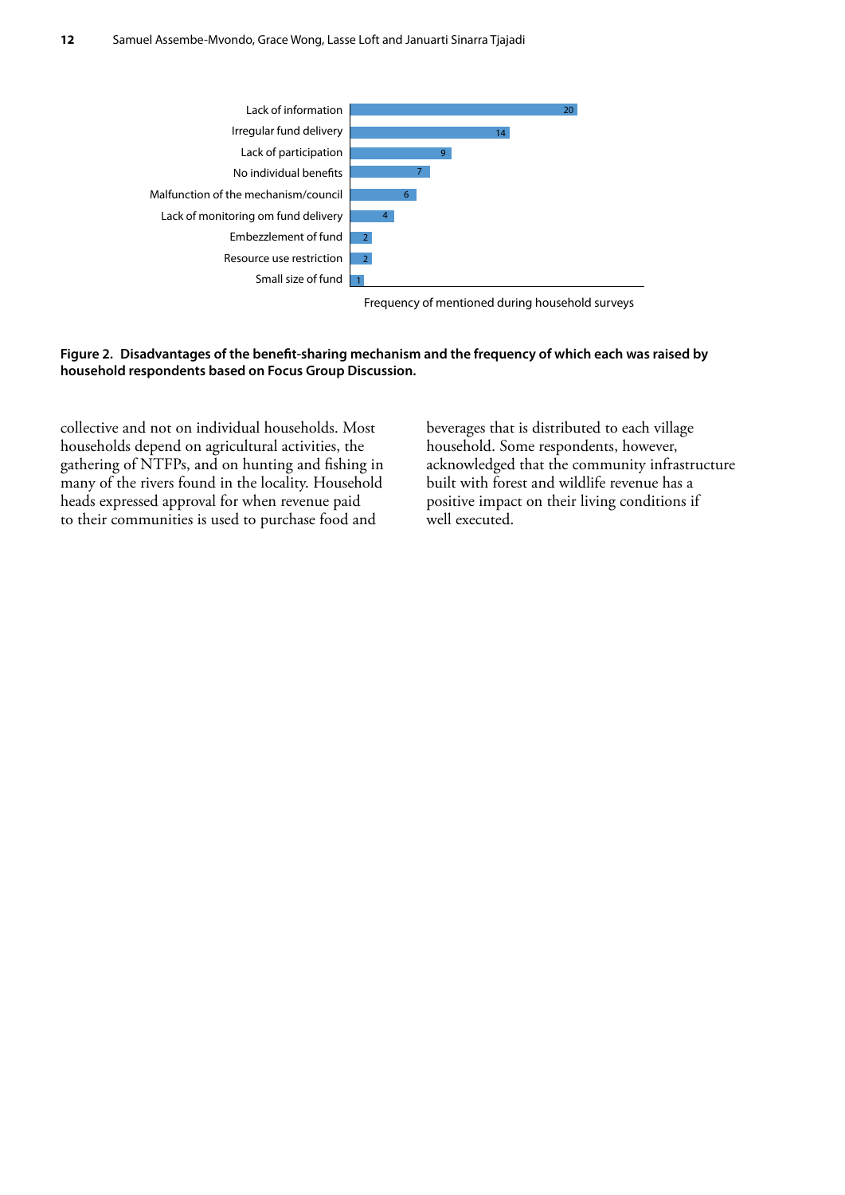| Disadvantage | Frequency of mentioned during household surveys |
|---|---|
| Lack of information | 20 |
| Irregular fund delivery | 14 |
| Lack of participation | 9 |
| No individual benefits | 7 |
| Malfunction of the mechanism/council | 6 |
| Lack of monitoring om fund delivery | 4 |
| Embezzlement of fund | 2 |
| Resource use restriction | 2 |
| Small size of fund | 1 |

**Figure 2. Disadvantages of the benefit-sharing mechanism and the frequency of which each was raised by household respondents based on Focus Group Discussion.**

collective and not on individual households. Most households depend on agricultural activities, the gathering of NTFPs, and on hunting and fishing in many of the rivers found in the locality. Household heads expressed approval for when revenue paid to their communities is used to purchase food and beverages that is distributed to each village household. Some respondents, however, acknowledged that the community infrastructure built with forest and wildlife revenue has a positive impact on their living conditions if well executed.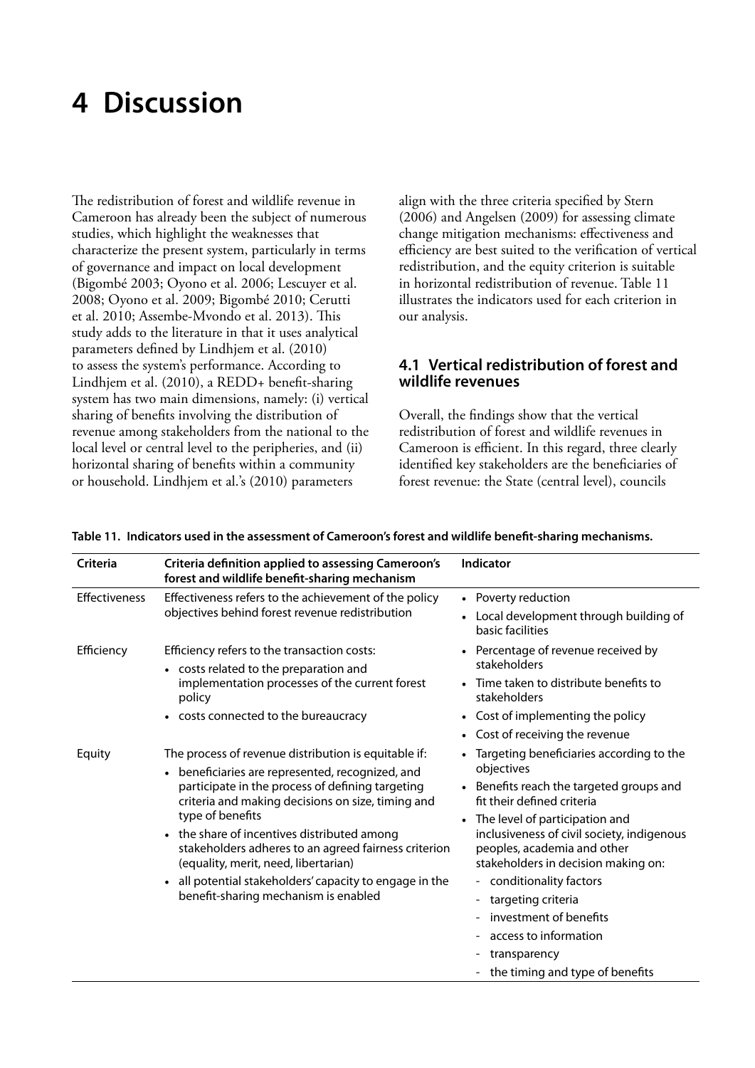# 4 Discussion

The redistribution of forest and wildlife revenue in Cameroon has already been the subject of numerous studies, which highlight the weaknesses that characterize the present system, particularly in terms of governance and impact on local development (Bigombé 2003; Oyono et al. 2006; Lescuyer et al. 2008; Oyono et al. 2009; Bigombé 2010; Cerutti et al. 2010; Assembe-Mvondo et al. 2013). This study adds to the literature in that it uses analytical parameters defined by Lindhjem et al. (2010) to assess the system's performance. According to Lindhjem et al. (2010), a REDD+ benefit-sharing system has two main dimensions, namely: (i) vertical sharing of benefits involving the distribution of revenue among stakeholders from the national to the local level or central level to the peripheries, and (ii) horizontal sharing of benefits within a community or household. Lindhjem et al.'s (2010) parameters align with the three criteria specified by Stern (2006) and Angelsen (2009) for assessing climate change mitigation mechanisms: effectiveness and efficiency are best suited to the verification of vertical redistribution, and the equity criterion is suitable in horizontal redistribution of revenue. Table 11 illustrates the indicators used for each criterion in our analysis.

## 4.1 Vertical redistribution of forest and wildlife revenues

Overall, the findings show that the vertical redistribution of forest and wildlife revenues in Cameroon is efficient. In this regard, three clearly identified key stakeholders are the beneficiaries of forest revenue: the State (central level), councils

**Table 11. Indicators used in the assessment of Cameroon's forest and wildlife benefit-sharing mechanisms.**

| Criteria | Criteria definition applied to assessing Cameroon's forest and wildlife benefit-sharing mechanism | Indicator |
|---|---|---|
| Effectiveness | Effectiveness refers to the achievement of the policy objectives behind forest revenue redistribution | • Poverty reduction<br>• Local development through building of basic facilities |
| Efficiency | Efficiency refers to the transaction costs:<br>• costs related to the preparation and implementation processes of the current forest policy<br>• costs connected to the bureaucracy | • Percentage of revenue received by stakeholders<br>• Time taken to distribute benefits to stakeholders<br>• Cost of implementing the policy<br>• Cost of receiving the revenue |
| Equity | The process of revenue distribution is equitable if:<br>• beneficiaries are represented, recognized, and participate in the process of defining targeting criteria and making decisions on size, timing and type of benefits<br>• the share of incentives distributed among stakeholders adheres to an agreed fairness criterion (equality, merit, need, libertarian)<br>• all potential stakeholders' capacity to engage in the benefit-sharing mechanism is enabled | • Targeting beneficiaries according to the objectives<br>• Benefits reach the targeted groups and fit their defined criteria<br>• The level of participation and inclusiveness of civil society, indigenous peoples, academia and other stakeholders in decision making on:<br>- conditionality factors<br>- targeting criteria<br>- investment of benefits<br>- access to information<br>- transparency<br>- the timing and type of benefits |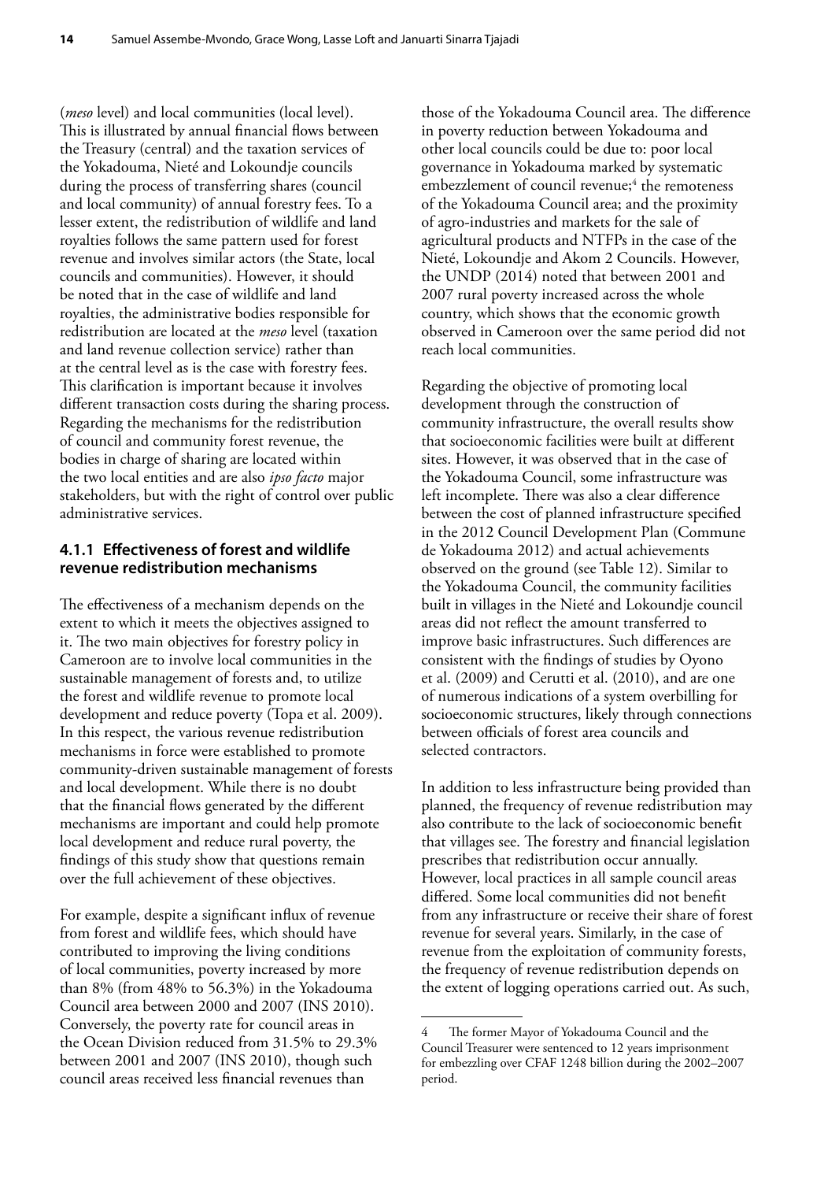(*meso* level) and local communities (local level). This is illustrated by annual financial flows between the Treasury (central) and the taxation services of the Yokadouma, Nieté and Lokoundje councils during the process of transferring shares (council and local community) of annual forestry fees. To a lesser extent, the redistribution of wildlife and land royalties follows the same pattern used for forest revenue and involves similar actors (the State, local councils and communities). However, it should be noted that in the case of wildlife and land royalties, the administrative bodies responsible for redistribution are located at the *meso* level (taxation and land revenue collection service) rather than at the central level as is the case with forestry fees. This clarification is important because it involves different transaction costs during the sharing process. Regarding the mechanisms for the redistribution of council and community forest revenue, the bodies in charge of sharing are located within the two local entities and are also *ipso facto* major stakeholders, but with the right of control over public administrative services.

### 4.1.1 Effectiveness of forest and wildlife revenue redistribution mechanisms

The effectiveness of a mechanism depends on the extent to which it meets the objectives assigned to it. The two main objectives for forestry policy in Cameroon are to involve local communities in the sustainable management of forests and, to utilize the forest and wildlife revenue to promote local development and reduce poverty (Topa et al. 2009). In this respect, the various revenue redistribution mechanisms in force were established to promote community-driven sustainable management of forests and local development. While there is no doubt that the financial flows generated by the different mechanisms are important and could help promote local development and reduce rural poverty, the findings of this study show that questions remain over the full achievement of these objectives.

For example, despite a significant influx of revenue from forest and wildlife fees, which should have contributed to improving the living conditions of local communities, poverty increased by more than 8% (from 48% to 56.3%) in the Yokadouma Council area between 2000 and 2007 (INS 2010). Conversely, the poverty rate for council areas in the Ocean Division reduced from 31.5% to 29.3% between 2001 and 2007 (INS 2010), though such council areas received less financial revenues than those of the Yokadouma Council area. The difference in poverty reduction between Yokadouma and other local councils could be due to: poor local governance in Yokadouma marked by systematic embezzlement of council revenue;[4] the remoteness of the Yokadouma Council area; and the proximity of agro-industries and markets for the sale of agricultural products and NTFPs in the case of the Nieté, Lokoundje and Akom 2 Councils. However, the UNDP (2014) noted that between 2001 and 2007 rural poverty increased across the whole country, which shows that the economic growth observed in Cameroon over the same period did not reach local communities.

Regarding the objective of promoting local development through the construction of community infrastructure, the overall results show that socioeconomic facilities were built at different sites. However, it was observed that in the case of the Yokadouma Council, some infrastructure was left incomplete. There was also a clear difference between the cost of planned infrastructure specified in the 2012 Council Development Plan (Commune de Yokadouma 2012) and actual achievements observed on the ground (see Table 12). Similar to the Yokadouma Council, the community facilities built in villages in the Nieté and Lokoundje council areas did not reflect the amount transferred to improve basic infrastructures. Such differences are consistent with the findings of studies by Oyono et al. (2009) and Cerutti et al. (2010), and are one of numerous indications of a system overbilling for socioeconomic structures, likely through connections between officials of forest area councils and selected contractors.

In addition to less infrastructure being provided than planned, the frequency of revenue redistribution may also contribute to the lack of socioeconomic benefit that villages see. The forestry and financial legislation prescribes that redistribution occur annually. However, local practices in all sample council areas differed. Some local communities did not benefit from any infrastructure or receive their share of forest revenue for several years. Similarly, in the case of revenue from the exploitation of community forests, the frequency of revenue redistribution depends on the extent of logging operations carried out. As such,

---

4 The former Mayor of Yokadouma Council and the Council Treasurer were sentenced to 12 years imprisonment for embezzling over CFAF 1248 billion during the 2002–2007 period.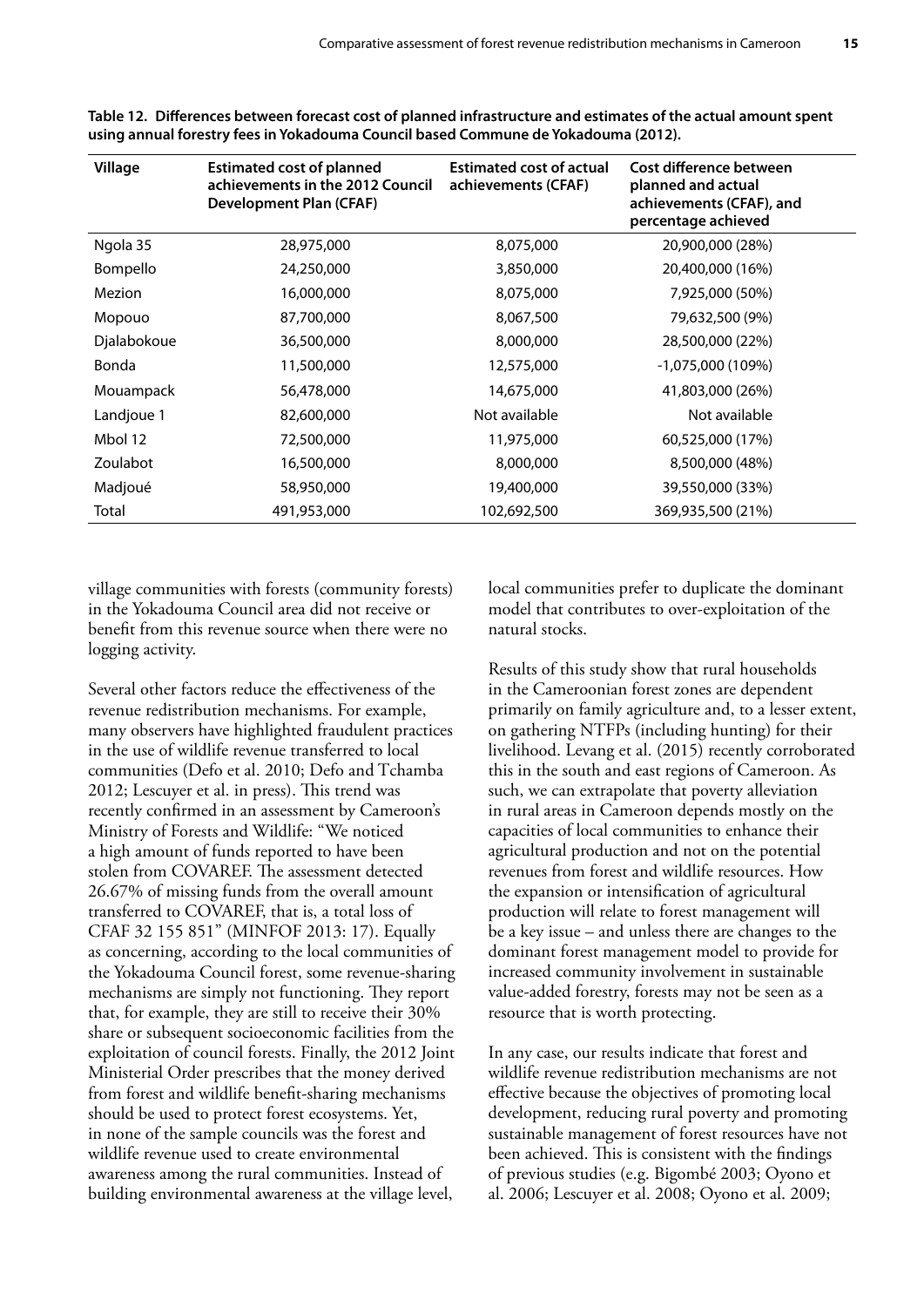**Table 12. Differences between forecast cost of planned infrastructure and estimates of the actual amount spent using annual forestry fees in Yokadouma Council based Commune de Yokadouma (2012).**

| Village | Estimated cost of planned achievements in the 2012 Council Development Plan (CFAF) | Estimated cost of actual achievements (CFAF) | Cost difference between planned and actual achievements (CFAF), and percentage achieved |
|---|---|---|---|
| Ngola 35 | 28,975,000 | 8,075,000 | 20,900,000 (28%) |
| Bompello | 24,250,000 | 3,850,000 | 20,400,000 (16%) |
| Mezion | 16,000,000 | 8,075,000 | 7,925,000 (50%) |
| Mopouo | 87,700,000 | 8,067,500 | 79,632,500 (9%) |
| Djalabokoue | 36,500,000 | 8,000,000 | 28,500,000 (22%) |
| Bonda | 11,500,000 | 12,575,000 | -1,075,000 (109%) |
| Mouampack | 56,478,000 | 14,675,000 | 41,803,000 (26%) |
| Landjoue 1 | 82,600,000 | Not available | Not available |
| Mbol 12 | 72,500,000 | 11,975,000 | 60,525,000 (17%) |
| Zoulabot | 16,500,000 | 8,000,000 | 8,500,000 (48%) |
| Madjoué | 58,950,000 | 19,400,000 | 39,550,000 (33%) |
| Total | 491,953,000 | 102,692,500 | 369,935,500 (21%) |

village communities with forests (community forests) in the Yokadouma Council area did not receive or benefit from this revenue source when there were no logging activity.

Several other factors reduce the effectiveness of the revenue redistribution mechanisms. For example, many observers have highlighted fraudulent practices in the use of wildlife revenue transferred to local communities (Defo et al. 2010; Defo and Tchamba 2012; Lescuyer et al. in press). This trend was recently confirmed in an assessment by Cameroon's Ministry of Forests and Wildlife: "We noticed a high amount of funds reported to have been stolen from COVAREF. The assessment detected 26.67% of missing funds from the overall amount transferred to COVAREF, that is, a total loss of CFAF 32 155 851" (MINFOF 2013: 17). Equally as concerning, according to the local communities of the Yokadouma Council forest, some revenue-sharing mechanisms are simply not functioning. They report that, for example, they are still to receive their 30% share or subsequent socioeconomic facilities from the exploitation of council forests. Finally, the 2012 Joint Ministerial Order prescribes that the money derived from forest and wildlife benefit-sharing mechanisms should be used to protect forest ecosystems. Yet, in none of the sample councils was the forest and wildlife revenue used to create environmental awareness among the rural communities. Instead of building environmental awareness at the village level, local communities prefer to duplicate the dominant model that contributes to over-exploitation of the natural stocks.

Results of this study show that rural households in the Cameroonian forest zones are dependent primarily on family agriculture and, to a lesser extent, on gathering NTFPs (including hunting) for their livelihood. Levang et al. (2015) recently corroborated this in the south and east regions of Cameroon. As such, we can extrapolate that poverty alleviation in rural areas in Cameroon depends mostly on the capacities of local communities to enhance their agricultural production and not on the potential revenues from forest and wildlife resources. How the expansion or intensification of agricultural production will relate to forest management will be a key issue – and unless there are changes to the dominant forest management model to provide for increased community involvement in sustainable value-added forestry, forests may not be seen as a resource that is worth protecting.

In any case, our results indicate that forest and wildlife revenue redistribution mechanisms are not effective because the objectives of promoting local development, reducing rural poverty and promoting sustainable management of forest resources have not been achieved. This is consistent with the findings of previous studies (e.g. Bigombé 2003; Oyono et al. 2006; Lescuyer et al. 2008; Oyono et al. 2009;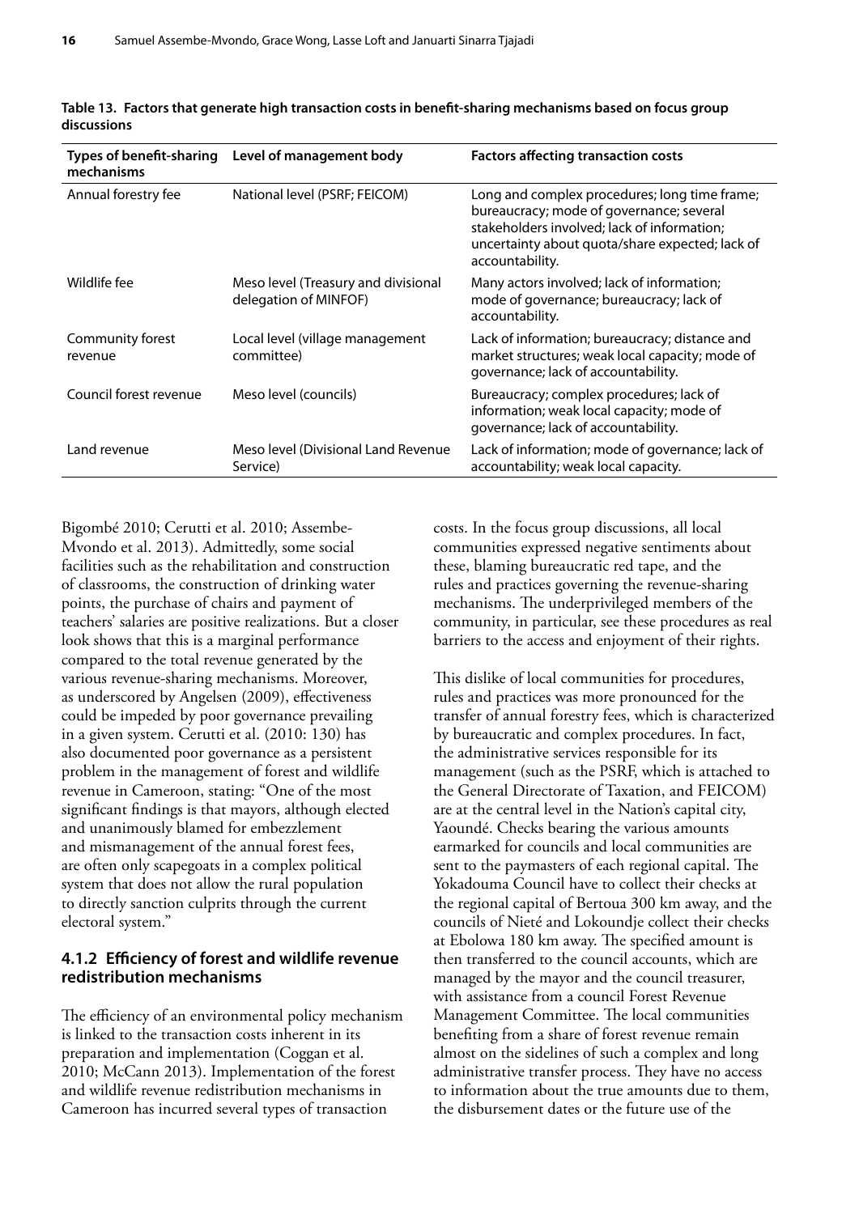**Table 13. Factors that generate high transaction costs in benefit-sharing mechanisms based on focus group discussions**

| Types of benefit-sharing mechanisms | Level of management body | Factors affecting transaction costs |
|---|---|---|
| Annual forestry fee | National level (PSRF; FEICOM) | Long and complex procedures; long time frame; bureaucracy; mode of governance; several stakeholders involved; lack of information; uncertainty about quota/share expected; lack of accountability. |
| Wildlife fee | Meso level (Treasury and divisional delegation of MINFOF) | Many actors involved; lack of information; mode of governance; bureaucracy; lack of accountability. |
| Community forest revenue | Local level (village management committee) | Lack of information; bureaucracy; distance and market structures; weak local capacity; mode of governance; lack of accountability. |
| Council forest revenue | Meso level (councils) | Bureaucracy; complex procedures; lack of information; weak local capacity; mode of governance; lack of accountability. |
| Land revenue | Meso level (Divisional Land Revenue Service) | Lack of information; mode of governance; lack of accountability; weak local capacity. |

Bigombé 2010; Cerutti et al. 2010; Assembe-Mvondo et al. 2013). Admittedly, some social facilities such as the rehabilitation and construction of classrooms, the construction of drinking water points, the purchase of chairs and payment of teachers' salaries are positive realizations. But a closer look shows that this is a marginal performance compared to the total revenue generated by the various revenue-sharing mechanisms. Moreover, as underscored by Angelsen (2009), effectiveness could be impeded by poor governance prevailing in a given system. Cerutti et al. (2010: 130) has also documented poor governance as a persistent problem in the management of forest and wildlife revenue in Cameroon, stating: "One of the most significant findings is that mayors, although elected and unanimously blamed for embezzlement and mismanagement of the annual forest fees, are often only scapegoats in a complex political system that does not allow the rural population to directly sanction culprits through the current electoral system."

### 4.1.2 Efficiency of forest and wildlife revenue redistribution mechanisms

The efficiency of an environmental policy mechanism is linked to the transaction costs inherent in its preparation and implementation (Coggan et al. 2010; McCann 2013). Implementation of the forest and wildlife revenue redistribution mechanisms in Cameroon has incurred several types of transaction costs. In the focus group discussions, all local communities expressed negative sentiments about these, blaming bureaucratic red tape, and the rules and practices governing the revenue-sharing mechanisms. The underprivileged members of the community, in particular, see these procedures as real barriers to the access and enjoyment of their rights.

This dislike of local communities for procedures, rules and practices was more pronounced for the transfer of annual forestry fees, which is characterized by bureaucratic and complex procedures. In fact, the administrative services responsible for its management (such as the PSRF, which is attached to the General Directorate of Taxation, and FEICOM) are at the central level in the Nation's capital city, Yaoundé. Checks bearing the various amounts earmarked for councils and local communities are sent to the paymasters of each regional capital. The Yokadouma Council have to collect their checks at the regional capital of Bertoua 300 km away, and the councils of Nieté and Lokoundje collect their checks at Ebolowa 180 km away. The specified amount is then transferred to the council accounts, which are managed by the mayor and the council treasurer, with assistance from a council Forest Revenue Management Committee. The local communities benefiting from a share of forest revenue remain almost on the sidelines of such a complex and long administrative transfer process. They have no access to information about the true amounts due to them, the disbursement dates or the future use of the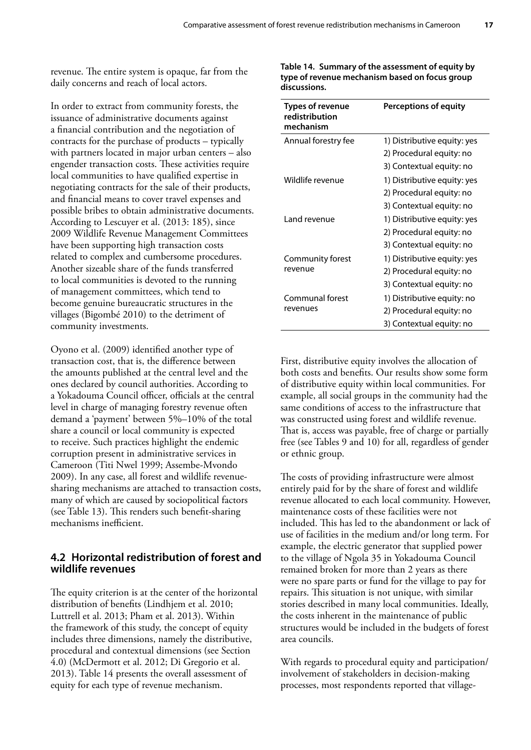revenue. The entire system is opaque, far from the daily concerns and reach of local actors.

In order to extract from community forests, the issuance of administrative documents against a financial contribution and the negotiation of contracts for the purchase of products – typically with partners located in major urban centers – also engender transaction costs. These activities require local communities to have qualified expertise in negotiating contracts for the sale of their products, and financial means to cover travel expenses and possible bribes to obtain administrative documents. According to Lescuyer et al. (2013: 185), since 2009 Wildlife Revenue Management Committees have been supporting high transaction costs related to complex and cumbersome procedures. Another sizeable share of the funds transferred to local communities is devoted to the running of management committees, which tend to become genuine bureaucratic structures in the villages (Bigombé 2010) to the detriment of community investments.

Oyono et al. (2009) identified another type of transaction cost, that is, the difference between the amounts published at the central level and the ones declared by council authorities. According to a Yokadouma Council officer, officials at the central level in charge of managing forestry revenue often demand a 'payment' between 5%–10% of the total share a council or local community is expected to receive. Such practices highlight the endemic corruption present in administrative services in Cameroon (Titi Nwel 1999; Assembe-Mvondo 2009). In any case, all forest and wildlife revenue-sharing mechanisms are attached to transaction costs, many of which are caused by sociopolitical factors (see Table 13). This renders such benefit-sharing mechanisms inefficient.

## 4.2 Horizontal redistribution of forest and wildlife revenues

The equity criterion is at the center of the horizontal distribution of benefits (Lindhjem et al. 2010; Luttrell et al. 2013; Pham et al. 2013). Within the framework of this study, the concept of equity includes three dimensions, namely the distributive, procedural and contextual dimensions (see Section 4.0) (McDermott et al. 2012; Di Gregorio et al. 2013). Table 14 presents the overall assessment of equity for each type of revenue mechanism.

**Table 14. Summary of the assessment of equity by type of revenue mechanism based on focus group discussions.**

| Types of revenue redistribution mechanism | Perceptions of equity |
|---|---|
| Annual forestry fee | 1) Distributive equity: yes<br>2) Procedural equity: no<br>3) Contextual equity: no |
| Wildlife revenue | 1) Distributive equity: yes<br>2) Procedural equity: no<br>3) Contextual equity: no |
| Land revenue | 1) Distributive equity: yes<br>2) Procedural equity: no<br>3) Contextual equity: no |
| Community forest revenue | 1) Distributive equity: yes<br>2) Procedural equity: no<br>3) Contextual equity: no |
| Communal forest revenues | 1) Distributive equity: no<br>2) Procedural equity: no<br>3) Contextual equity: no |

First, distributive equity involves the allocation of both costs and benefits. Our results show some form of distributive equity within local communities. For example, all social groups in the community had the same conditions of access to the infrastructure that was constructed using forest and wildlife revenue. That is, access was payable, free of charge or partially free (see Tables 9 and 10) for all, regardless of gender or ethnic group.

The costs of providing infrastructure were almost entirely paid for by the share of forest and wildlife revenue allocated to each local community. However, maintenance costs of these facilities were not included. This has led to the abandonment or lack of use of facilities in the medium and/or long term. For example, the electric generator that supplied power to the village of Ngola 35 in Yokadouma Council remained broken for more than 2 years as there were no spare parts or fund for the village to pay for repairs. This situation is not unique, with similar stories described in many local communities. Ideally, the costs inherent in the maintenance of public structures would be included in the budgets of forest area councils.

With regards to procedural equity and participation/involvement of stakeholders in decision-making processes, most respondents reported that village-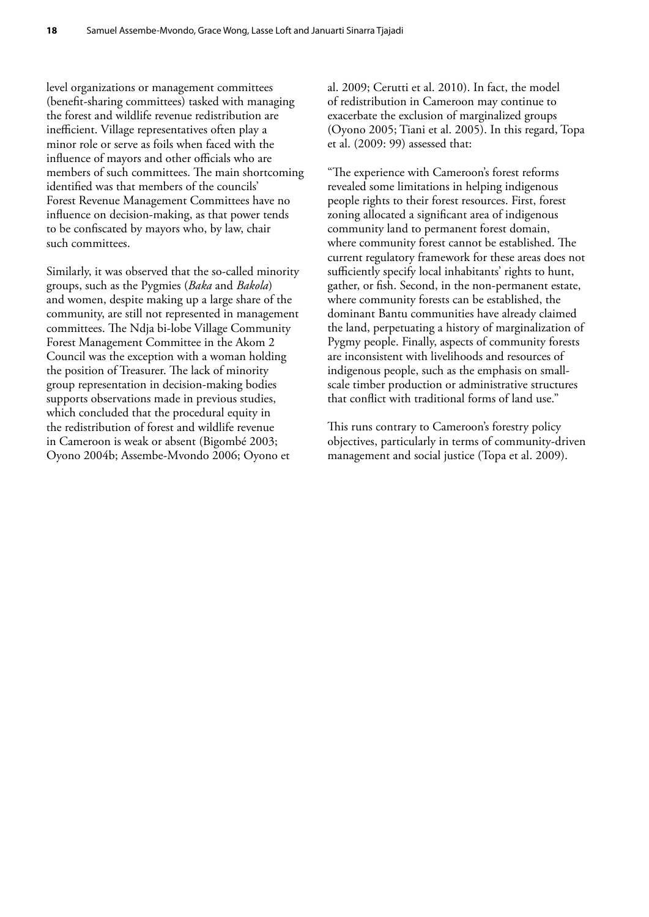level organizations or management committees (benefit-sharing committees) tasked with managing the forest and wildlife revenue redistribution are inefficient. Village representatives often play a minor role or serve as foils when faced with the influence of mayors and other officials who are members of such committees. The main shortcoming identified was that members of the councils' Forest Revenue Management Committees have no influence on decision-making, as that power tends to be confiscated by mayors who, by law, chair such committees.

Similarly, it was observed that the so-called minority groups, such as the Pygmies (*Baka* and *Bakola*) and women, despite making up a large share of the community, are still not represented in management committees. The Ndja bi-lobe Village Community Forest Management Committee in the Akom 2 Council was the exception with a woman holding the position of Treasurer. The lack of minority group representation in decision-making bodies supports observations made in previous studies, which concluded that the procedural equity in the redistribution of forest and wildlife revenue in Cameroon is weak or absent (Bigombé 2003; Oyono 2004b; Assembe-Mvondo 2006; Oyono et al. 2009; Cerutti et al. 2010). In fact, the model of redistribution in Cameroon may continue to exacerbate the exclusion of marginalized groups (Oyono 2005; Tiani et al. 2005). In this regard, Topa et al. (2009: 99) assessed that:

"The experience with Cameroon's forest reforms revealed some limitations in helping indigenous people rights to their forest resources. First, forest zoning allocated a significant area of indigenous community land to permanent forest domain, where community forest cannot be established. The current regulatory framework for these areas does not sufficiently specify local inhabitants' rights to hunt, gather, or fish. Second, in the non-permanent estate, where community forests can be established, the dominant Bantu communities have already claimed the land, perpetuating a history of marginalization of Pygmy people. Finally, aspects of community forests are inconsistent with livelihoods and resources of indigenous people, such as the emphasis on small-scale timber production or administrative structures that conflict with traditional forms of land use."

This runs contrary to Cameroon's forestry policy objectives, particularly in terms of community-driven management and social justice (Topa et al. 2009).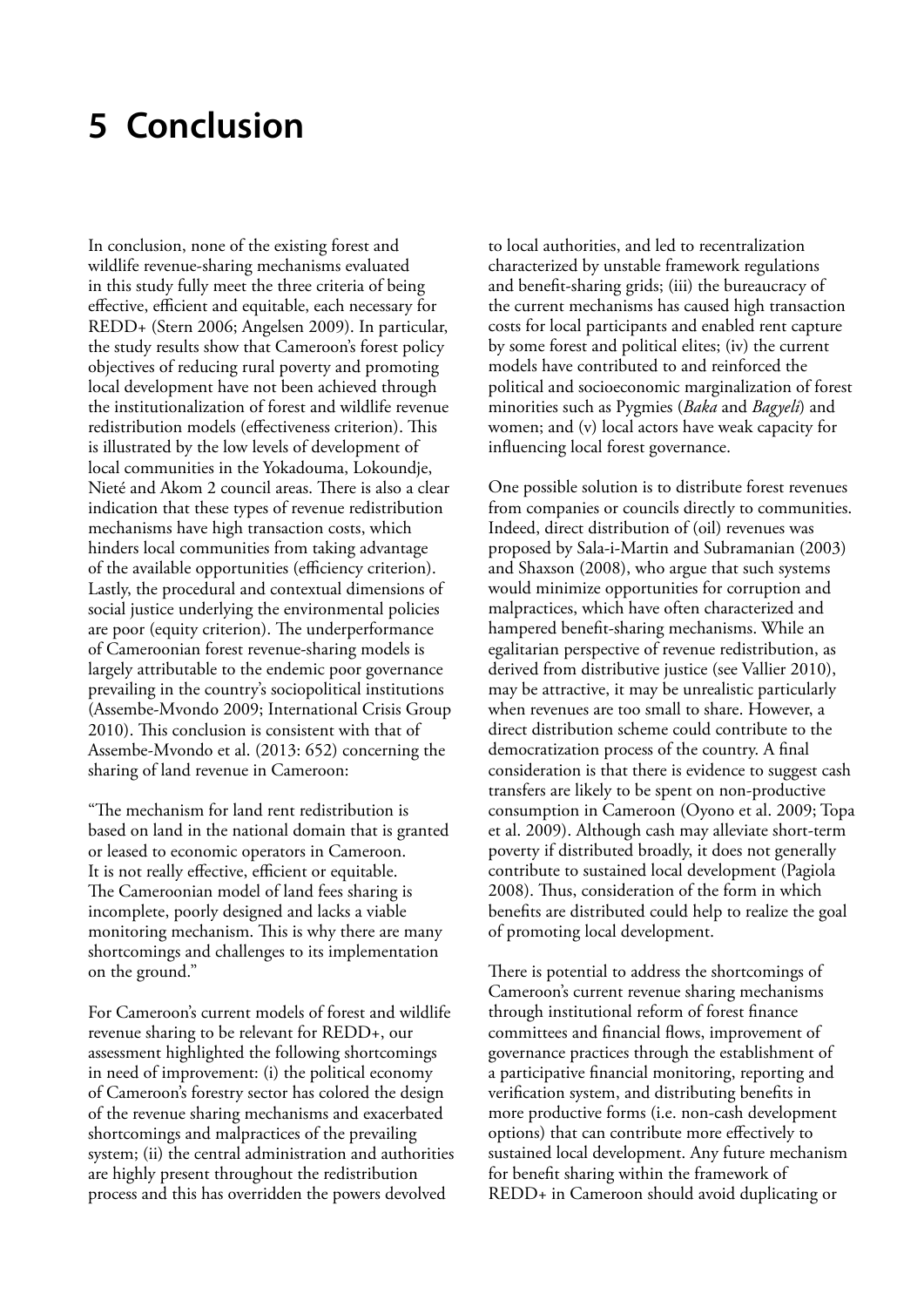# 5 Conclusion

In conclusion, none of the existing forest and wildlife revenue-sharing mechanisms evaluated in this study fully meet the three criteria of being effective, efficient and equitable, each necessary for REDD+ (Stern 2006; Angelsen 2009). In particular, the study results show that Cameroon's forest policy objectives of reducing rural poverty and promoting local development have not been achieved through the institutionalization of forest and wildlife revenue redistribution models (effectiveness criterion). This is illustrated by the low levels of development of local communities in the Yokadouma, Lokoundje, Nieté and Akom 2 council areas. There is also a clear indication that these types of revenue redistribution mechanisms have high transaction costs, which hinders local communities from taking advantage of the available opportunities (efficiency criterion). Lastly, the procedural and contextual dimensions of social justice underlying the environmental policies are poor (equity criterion). The underperformance of Cameroonian forest revenue-sharing models is largely attributable to the endemic poor governance prevailing in the country's sociopolitical institutions (Assembe-Mvondo 2009; International Crisis Group 2010). This conclusion is consistent with that of Assembe-Mvondo et al. (2013: 652) concerning the sharing of land revenue in Cameroon:

"The mechanism for land rent redistribution is based on land in the national domain that is granted or leased to economic operators in Cameroon. It is not really effective, efficient or equitable. The Cameroonian model of land fees sharing is incomplete, poorly designed and lacks a viable monitoring mechanism. This is why there are many shortcomings and challenges to its implementation on the ground."

For Cameroon's current models of forest and wildlife revenue sharing to be relevant for REDD+, our assessment highlighted the following shortcomings in need of improvement: (i) the political economy of Cameroon's forestry sector has colored the design of the revenue sharing mechanisms and exacerbated shortcomings and malpractices of the prevailing system; (ii) the central administration and authorities are highly present throughout the redistribution process and this has overridden the powers devolved to local authorities, and led to recentralization characterized by unstable framework regulations and benefit-sharing grids; (iii) the bureaucracy of the current mechanisms has caused high transaction costs for local participants and enabled rent capture by some forest and political elites; (iv) the current models have contributed to and reinforced the political and socioeconomic marginalization of forest minorities such as Pygmies (*Baka* and *Bagyeli*) and women; and (v) local actors have weak capacity for influencing local forest governance.

One possible solution is to distribute forest revenues from companies or councils directly to communities. Indeed, direct distribution of (oil) revenues was proposed by Sala-i-Martin and Subramanian (2003) and Shaxson (2008), who argue that such systems would minimize opportunities for corruption and malpractices, which have often characterized and hampered benefit-sharing mechanisms. While an egalitarian perspective of revenue redistribution, as derived from distributive justice (see Vallier 2010), may be attractive, it may be unrealistic particularly when revenues are too small to share. However, a direct distribution scheme could contribute to the democratization process of the country. A final consideration is that there is evidence to suggest cash transfers are likely to be spent on non-productive consumption in Cameroon (Oyono et al. 2009; Topa et al. 2009). Although cash may alleviate short-term poverty if distributed broadly, it does not generally contribute to sustained local development (Pagiola 2008). Thus, consideration of the form in which benefits are distributed could help to realize the goal of promoting local development.

There is potential to address the shortcomings of Cameroon's current revenue sharing mechanisms through institutional reform of forest finance committees and financial flows, improvement of governance practices through the establishment of a participative financial monitoring, reporting and verification system, and distributing benefits in more productive forms (i.e. non-cash development options) that can contribute more effectively to sustained local development. Any future mechanism for benefit sharing within the framework of REDD+ in Cameroon should avoid duplicating or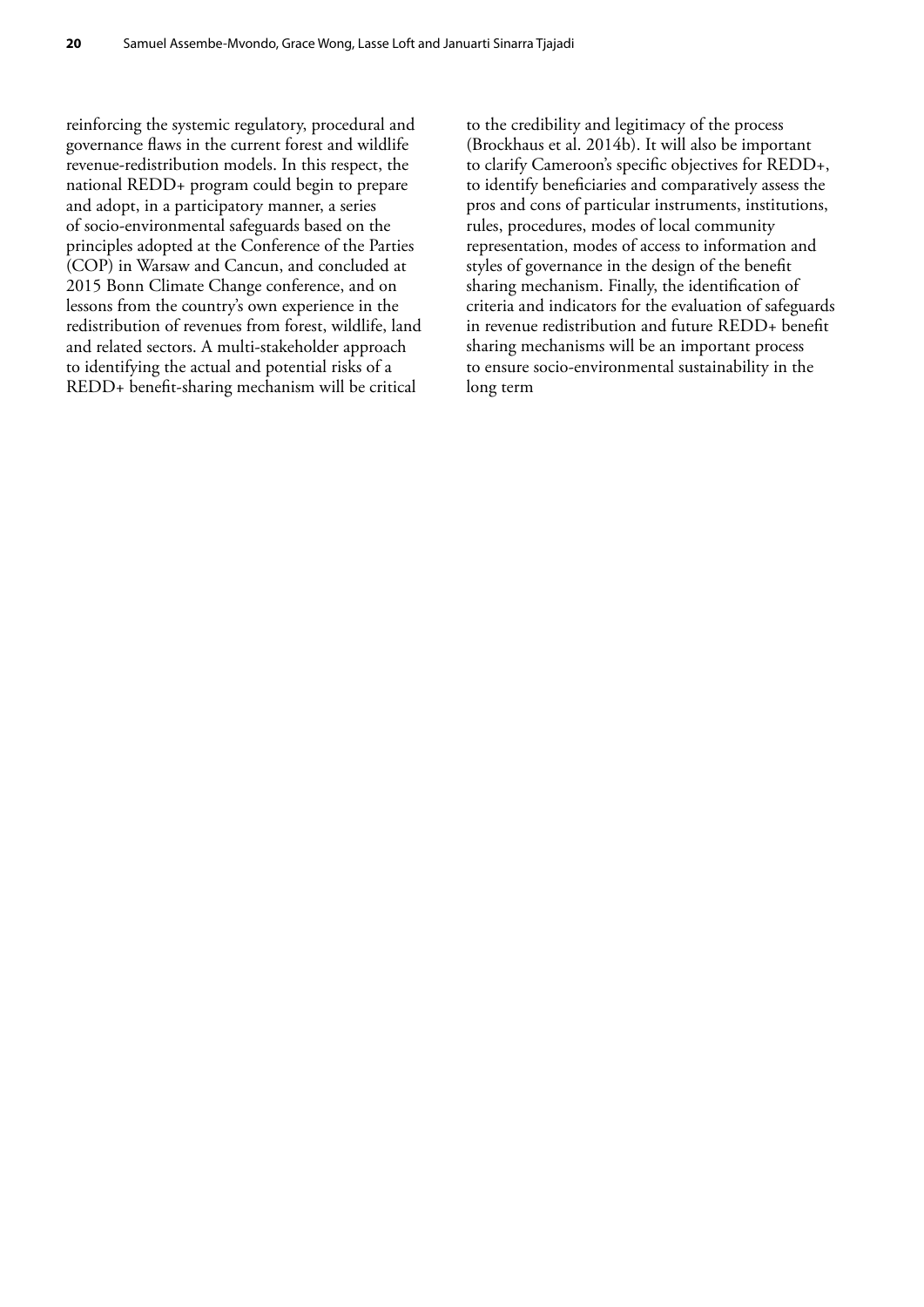reinforcing the systemic regulatory, procedural and governance flaws in the current forest and wildlife revenue-redistribution models. In this respect, the national REDD+ program could begin to prepare and adopt, in a participatory manner, a series of socio-environmental safeguards based on the principles adopted at the Conference of the Parties (COP) in Warsaw and Cancun, and concluded at 2015 Bonn Climate Change conference, and on lessons from the country's own experience in the redistribution of revenues from forest, wildlife, land and related sectors. A multi-stakeholder approach to identifying the actual and potential risks of a REDD+ benefit-sharing mechanism will be critical to the credibility and legitimacy of the process (Brockhaus et al. 2014b). It will also be important to clarify Cameroon's specific objectives for REDD+, to identify beneficiaries and comparatively assess the pros and cons of particular instruments, institutions, rules, procedures, modes of local community representation, modes of access to information and styles of governance in the design of the benefit sharing mechanism. Finally, the identification of criteria and indicators for the evaluation of safeguards in revenue redistribution and future REDD+ benefit sharing mechanisms will be an important process to ensure socio-environmental sustainability in the long term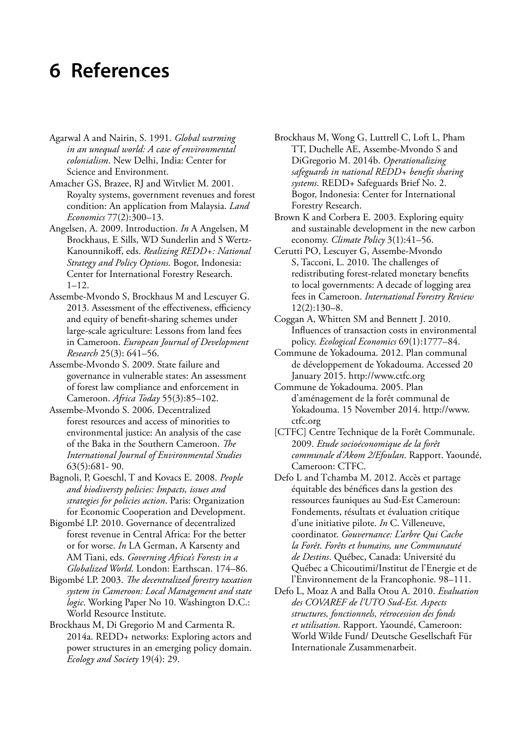# 6 References

Agarwal A and Nairin, S. 1991. *Global warming in an unequal world: A case of environmental colonialism*. New Delhi, India: Center for Science and Environment.

Amacher GS, Brazee, RJ and Witvliet M. 2001. Royalty systems, government revenues and forest condition: An application from Malaysia. *Land Economics* 77(2):300–13.

Angelsen, A. 2009. Introduction. *In* A Angelsen, M Brockhaus, E Sills, WD Sunderlin and S Wertz-Kanounnikoff, eds. *Realizing REDD+: National Strategy and Policy Options*. Bogor, Indonesia: Center for International Forestry Research. 1–12.

Assembe-Mvondo S, Brockhaus M and Lescuyer G. 2013. Assessment of the effectiveness, efficiency and equity of benefit-sharing schemes under large-scale agriculture: Lessons from land fees in Cameroon. *European Journal of Development Research* 25(3): 641–56.

Assembe-Mvondo S. 2009. State failure and governance in vulnerable states: An assessment of forest law compliance and enforcement in Cameroon. *Africa Today* 55(3):85–102.

Assembe-Mvondo S. 2006. Decentralized forest resources and access of minorities to environmental justice: An analysis of the case of the Baka in the Southern Cameroon. *The International Journal of Environmental Studies* 63(5):681- 90.

Bagnoli, P, Goeschl, T and Kovacs E. 2008. *People and biodiversty policies: Impacts, issues and strategies for policies action*. Paris: Organization for Economic Cooperation and Development.

Bigombé LP. 2010. Governance of decentralized forest revenue in Central Africa: For the better or for worse. *In* LA German, A Karsenty and AM Tiani, eds. *Governing Africa's Forests in a Globalized World*. London: Earthscan. 174–86.

Bigombé LP. 2003. *The decentralized forestry taxation system in Cameroon: Local Management and state logic*. Working Paper No 10. Washington D.C.: World Resource Institute.

Brockhaus M, Di Gregorio M and Carmenta R. 2014a. REDD+ networks: Exploring actors and power structures in an emerging policy domain. *Ecology and Society* 19(4): 29.

Brockhaus M, Wong G, Luttrell C, Loft L, Pham TT, Duchelle AE, Assembe-Mvondo S and DiGregorio M. 2014b. *Operationalizing safeguards in national REDD+ benefit sharing systems*. REDD+ Safeguards Brief No. 2. Bogor, Indonesia: Center for International Forestry Research.

Brown K and Corbera E. 2003. Exploring equity and sustainable development in the new carbon economy. *Climate Policy* 3(1):41–56.

Cerutti PO, Lescuyer G, Assembe-Mvondo S, Tacconi, L. 2010. The challenges of redistributing forest-related monetary benefits to local governments: A decade of logging area fees in Cameroon. *International Forestry Review* 12(2):130–8.

Coggan A, Whitten SM and Bennett J. 2010. Influences of transaction costs in environmental policy. *Ecological Economics* 69(1):1777–84.

Commune de Yokadouma. 2012. Plan communal de développement de Yokadouma. Accessed 20 January 2015. http://www.ctfc.org

Commune de Yokadouma. 2005. Plan d'aménagement de la forêt communal de Yokadouma. 15 November 2014. http://www.ctfc.org

[CTFC] Centre Technique de la Forêt Communale. 2009. *Etude socioéconomique de la forêt communale d'Akom 2/Efoulan*. Rapport. Yaoundé, Cameroon: CTFC.

Defo L and Tchamba M. 2012. Accès et partage équitable des bénéfices dans la gestion des ressources fauniques au Sud-Est Cameroun: Fondements, résultats et évaluation critique d'une initiative pilote. *In* C. Villeneuve, coordinator. *Gouvernance: L'arbre Qui Cache la Forêt. Forêts et humains, une Communauté de Destins*. Québec, Canada: Université du Québec a Chicoutimi/Institut de l'Energie et de l'Environnement de la Francophonie. 98–111.

Defo L, Moaz A and Balla Otou A. 2010. *Evaluation des COVAREF de l'UTO Sud-Est. Aspects structures, fonctionnels, rétrocession des fonds et utilisation*. Rapport. Yaoundé, Cameroon: World Wilde Fund/ Deutsche Gesellschaft Für Internationale Zusammenarbeit.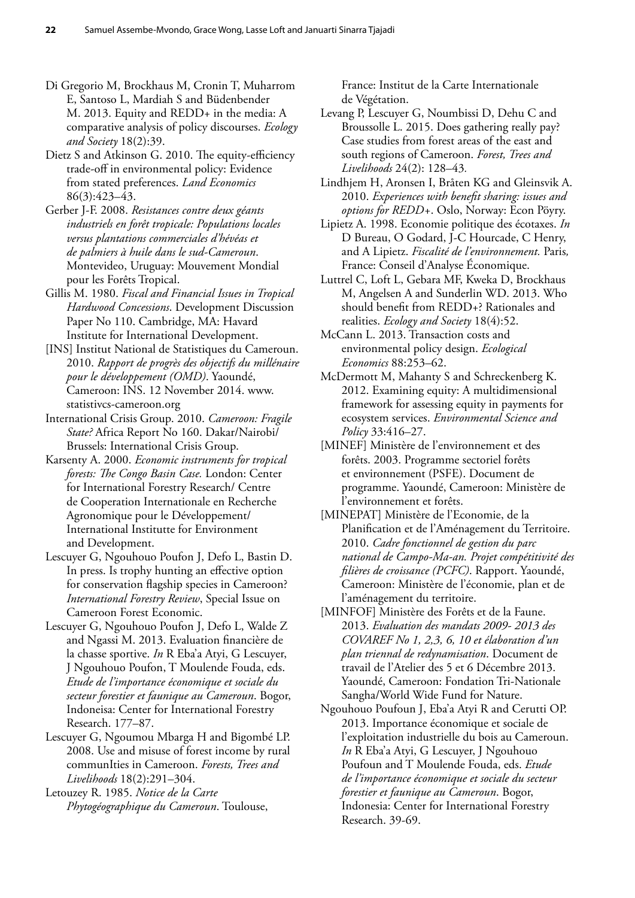Di Gregorio M, Brockhaus M, Cronin T, Muharrom E, Santoso L, Mardiah S and Büdenbender M. 2013. Equity and REDD+ in the media: A comparative analysis of policy discourses. *Ecology and Society* 18(2):39.

Dietz S and Atkinson G. 2010. The equity-efficiency trade-off in environmental policy: Evidence from stated preferences. *Land Economics* 86(3):423–43.

Gerber J-F. 2008. *Resistances contre deux géants industriels en forêt tropicale: Populations locales versus plantations commerciales d'hévéas et de palmiers à huile dans le sud-Cameroun*. Montevideo, Uruguay: Mouvement Mondial pour les Forêts Tropical.

Gillis M. 1980. *Fiscal and Financial Issues in Tropical Hardwood Concessions*. Development Discussion Paper No 110. Cambridge, MA: Havard Institute for International Development.

[INS] Institut National de Statistiques du Cameroun. 2010. *Rapport de progrès des objectifs du millénaire pour le développement (OMD)*. Yaoundé, Cameroon: INS. 12 November 2014. www.statistivcs-cameroon.org

International Crisis Group. 2010. *Cameroon: Fragile State?* Africa Report No 160. Dakar/Nairobi/Brussels: International Crisis Group.

Karsenty A. 2000. *Economic instruments for tropical forests: The Congo Basin Case.* London: Center for International Forestry Research/ Centre de Cooperation Internationale en Recherche Agronomique pour le Développement/ International Institutte for Environment and Development.

Lescuyer G, Ngouhouo Poufon J, Defo L, Bastin D. In press. Is trophy hunting an effective option for conservation flagship species in Cameroon? *International Forestry Review*, Special Issue on Cameroon Forest Economic.

Lescuyer G, Ngouhouo Poufon J, Defo L, Walde Z and Ngassi M. 2013. Evaluation financière de la chasse sportive. *In* R Eba'a Atyi, G Lescuyer, J Ngouhouo Poufon, T Moulende Fouda, eds. *Etude de l'importance économique et sociale du secteur forestier et faunique au Cameroun*. Bogor, Indoneisa: Center for International Forestry Research. 177–87.

Lescuyer G, Ngoumou Mbarga H and Bigombé LP. 2008. Use and misuse of forest income by rural communIties in Cameroon. *Forests, Trees and Livelihoods* 18(2):291–304.

Letouzey R. 1985. *Notice de la Carte Phytogéographique du Cameroun*. Toulouse, France: Institut de la Carte Internationale de Végétation.

Levang P, Lescuyer G, Noumbissi D, Dehu C and Broussolle L. 2015. Does gathering really pay? Case studies from forest areas of the east and south regions of Cameroon. *Forest, Trees and Livelihoods* 24(2): 128–43*.*

Lindhjem H, Aronsen I, Bråten KG and Gleinsvik A. 2010. *Experiences with benefit sharing: issues and options for REDD+*. Oslo, Norway: Econ Pöyry.

Lipietz A. 1998. Economie politique des écotaxes. *In* D Bureau, O Godard, J-C Hourcade, C Henry, and A Lipietz. *Fiscalité de l'environnement.* Paris*,* France: Conseil d'Analyse Économique.

Luttrel C, Loft L, Gebara MF, Kweka D, Brockhaus M, Angelsen A and Sunderlin WD. 2013. Who should benefit from REDD+? Rationales and realities. *Ecology and Society* 18(4):52.

McCann L. 2013. Transaction costs and environmental policy design. *Ecological Economics* 88:253–62.

McDermott M, Mahanty S and Schreckenberg K. 2012. Examining equity: A multidimensional framework for assessing equity in payments for ecosystem services. *Environmental Science and Policy* 33:416–27.

[MINEF] Ministère de l'environnement et des forêts. 2003. Programme sectoriel forêts et environnement (PSFE). Document de programme. Yaoundé, Cameroon: Ministère de l'environnement et forêts.

[MINEPAT] Ministère de l'Economie, de la Planification et de l'Aménagement du Territoire. 2010. *Cadre fonctionnel de gestion du parc national de Campo-Ma-an. Projet compétitivité des filières de croissance (PCFC)*. Rapport. Yaoundé, Cameroon: Ministère de l'économie, plan et de l'aménagement du territoire.

[MINFOF] Ministère des Forêts et de la Faune. 2013. *Evaluation des mandats 2009- 2013 des COVAREF No 1, 2,3, 6, 10 et élaboration d'un plan triennal de redynamisation*. Document de travail de l'Atelier des 5 et 6 Décembre 2013. Yaoundé, Cameroon: Fondation Tri-Nationale Sangha/World Wide Fund for Nature.

Ngouhouo Poufoun J, Eba'a Atyi R and Cerutti OP. 2013. Importance économique et sociale de l'exploitation industrielle du bois au Cameroun. *In* R Eba'a Atyi, G Lescuyer, J Ngouhouo Poufoun and T Moulende Fouda, eds. *Etude de l'importance économique et sociale du secteur forestier et faunique au Cameroun*. Bogor, Indonesia: Center for International Forestry Research. 39-69.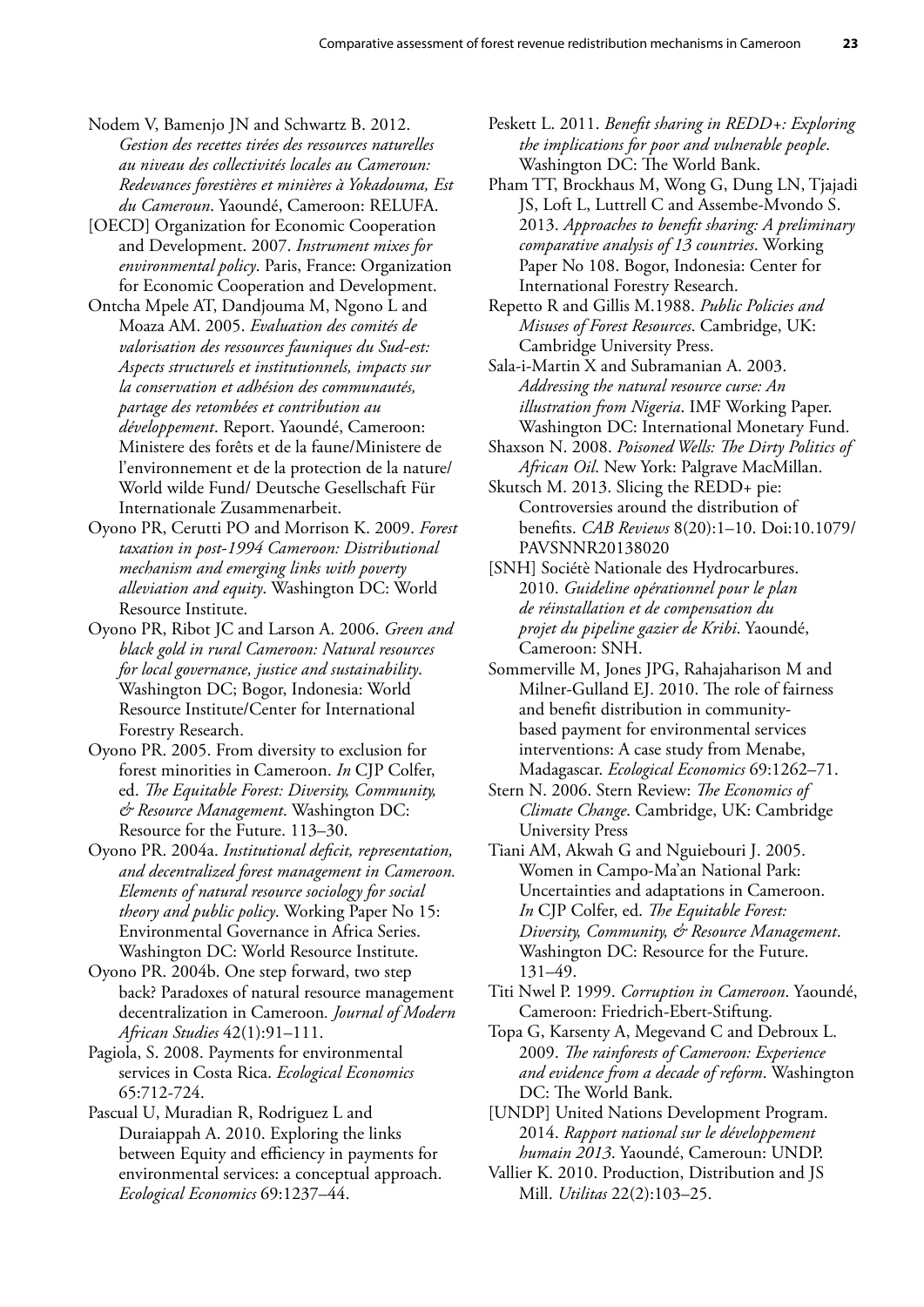Nodem V, Bamenjo JN and Schwartz B. 2012. *Gestion des recettes tirées des ressources naturelles au niveau des collectivités locales au Cameroun: Redevances forestières et minières à Yokadouma, Est du Cameroun*. Yaoundé, Cameroon: RELUFA.

[OECD] Organization for Economic Cooperation and Development. 2007. *Instrument mixes for environmental policy*. Paris, France: Organization for Economic Cooperation and Development.

Ontcha Mpele AT, Dandjouma M, Ngono L and Moaza AM. 2005. *Evaluation des comités de valorisation des ressources fauniques du Sud-est: Aspects structurels et institutionnels, impacts sur la conservation et adhésion des communautés, partage des retombées et contribution au développement*. Report. Yaoundé, Cameroon: Ministere des forêts et de la faune/Ministere de l'environnement et de la protection de la nature/ World wilde Fund/ Deutsche Gesellschaft Für Internationale Zusammenarbeit.

Oyono PR, Cerutti PO and Morrison K. 2009. *Forest taxation in post-1994 Cameroon: Distributional mechanism and emerging links with poverty alleviation and equity*. Washington DC: World Resource Institute.

Oyono PR, Ribot JC and Larson A. 2006. *Green and black gold in rural Cameroon: Natural resources for local governance, justice and sustainability*. Washington DC; Bogor, Indonesia: World Resource Institute/Center for International Forestry Research.

Oyono PR. 2005. From diversity to exclusion for forest minorities in Cameroon. *In* CJP Colfer, ed. *The Equitable Forest: Diversity, Community, & Resource Management*. Washington DC: Resource for the Future. 113–30.

Oyono PR. 2004a. *Institutional deficit, representation, and decentralized forest management in Cameroon. Elements of natural resource sociology for social theory and public policy*. Working Paper No 15: Environmental Governance in Africa Series. Washington DC: World Resource Institute.

Oyono PR. 2004b. One step forward, two step back? Paradoxes of natural resource management decentralization in Cameroon*. Journal of Modern African Studies* 42(1):91–111.

Pagiola, S. 2008. Payments for environmental services in Costa Rica. *Ecological Economics* 65:712-724.

Pascual U, Muradian R, Rodriguez L and Duraiappah A. 2010. Exploring the links between Equity and efficiency in payments for environmental services: a conceptual approach. *Ecological Economics* 69:1237–44.

Peskett L. 2011. *Benefit sharing in REDD+: Exploring the implications for poor and vulnerable people*. Washington DC: The World Bank.

Pham TT, Brockhaus M, Wong G, Dung LN, Tjajadi JS, Loft L, Luttrell C and Assembe-Mvondo S. 2013. *Approaches to benefit sharing: A preliminary comparative analysis of 13 countries*. Working Paper No 108. Bogor, Indonesia: Center for International Forestry Research.

Repetto R and Gillis M.1988. *Public Policies and Misuses of Forest Resources*. Cambridge, UK: Cambridge University Press.

Sala-i-Martin X and Subramanian A. 2003. *Addressing the natural resource curse: An illustration from Nigeria*. IMF Working Paper. Washington DC: International Monetary Fund.

Shaxson N. 2008. *Poisoned Wells: The Dirty Politics of African Oil*. New York: Palgrave MacMillan.

Skutsch M. 2013. Slicing the REDD+ pie: Controversies around the distribution of benefits. *CAB Reviews* 8(20):1–10. Doi:10.1079/PAVSNNR20138020

[SNH] Sociétè Nationale des Hydrocarbures. 2010. *Guideline opérationnel pour le plan de réinstallation et de compensation du projet du pipeline gazier de Kribi*. Yaoundé, Cameroon: SNH.

Sommerville M, Jones JPG, Rahajaharison M and Milner-Gulland EJ. 2010. The role of fairness and benefit distribution in community-based payment for environmental services interventions: A case study from Menabe, Madagascar. *Ecological Economics* 69:1262–71.

Stern N. 2006. Stern Review: *The Economics of Climate Change*. Cambridge, UK: Cambridge University Press

Tiani AM, Akwah G and Nguiebouri J. 2005. Women in Campo-Ma'an National Park: Uncertainties and adaptations in Cameroon. *In* CJP Colfer, ed. *The Equitable Forest: Diversity, Community, & Resource Management*. Washington DC: Resource for the Future. 131–49.

Titi Nwel P. 1999. *Corruption in Cameroon*. Yaoundé, Cameroon: Friedrich-Ebert-Stiftung.

Topa G, Karsenty A, Megevand C and Debroux L. 2009. *The rainforests of Cameroon: Experience and evidence from a decade of reform*. Washington DC: The World Bank.

[UNDP] United Nations Development Program. 2014. *Rapport national sur le développement humain 2013*. Yaoundé, Cameroun: UNDP.

Vallier K. 2010. Production, Distribution and JS Mill. *Utilitas* 22(2):103–25.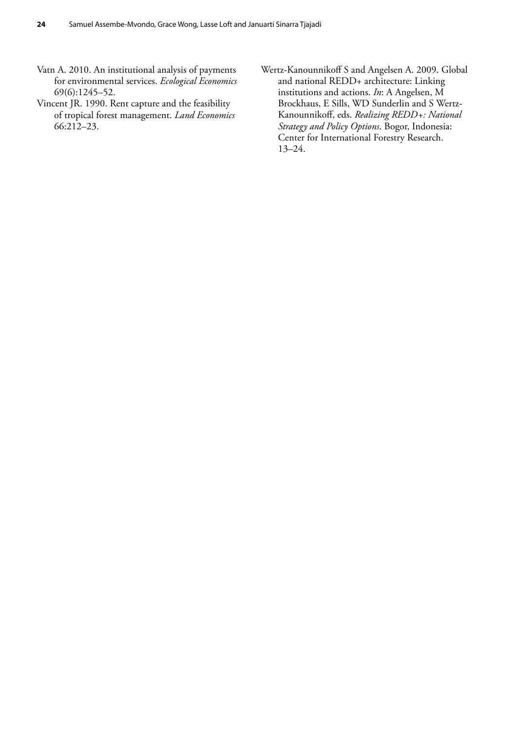Vatn A. 2010. An institutional analysis of payments for environmental services. *Ecological Economics* 69(6):1245–52.

Vincent JR. 1990. Rent capture and the feasibility of tropical forest management. *Land Economics* 66:212–23.

Wertz-Kanounnikoff S and Angelsen A. 2009. Global and national REDD+ architecture: Linking institutions and actions. *In*: A Angelsen, M Brockhaus, E Sills, WD Sunderlin and S Wertz-Kanounnikoff, eds. *Realizing REDD+: National Strategy and Policy Options*. Bogor, Indonesia: Center for International Forestry Research. 13–24.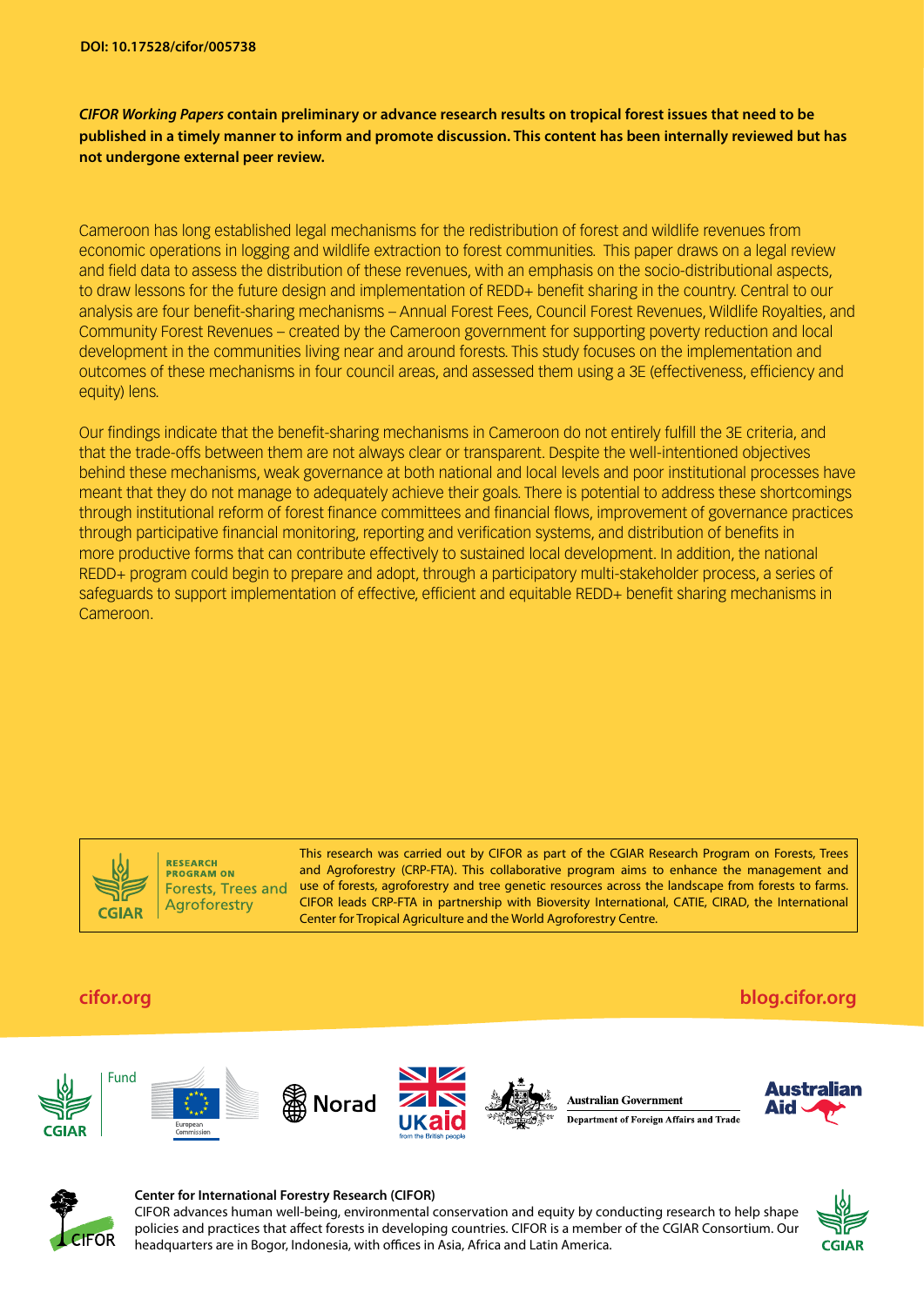DOI: 10.17528/cifor/005738

***CIFOR Working Papers* contain preliminary or advance research results on tropical forest issues that need to be published in a timely manner to inform and promote discussion. This content has been internally reviewed but has not undergone external peer review.**

Cameroon has long established legal mechanisms for the redistribution of forest and wildlife revenues from economic operations in logging and wildlife extraction to forest communities. This paper draws on a legal review and field data to assess the distribution of these revenues, with an emphasis on the socio-distributional aspects, to draw lessons for the future design and implementation of REDD+ benefit sharing in the country. Central to our analysis are four benefit-sharing mechanisms – Annual Forest Fees, Council Forest Revenues, Wildlife Royalties, and Community Forest Revenues – created by the Cameroon government for supporting poverty reduction and local development in the communities living near and around forests. This study focuses on the implementation and outcomes of these mechanisms in four council areas, and assessed them using a 3E (effectiveness, efficiency and equity) lens.

Our findings indicate that the benefit-sharing mechanisms in Cameroon do not entirely fulfill the 3E criteria, and that the trade-offs between them are not always clear or transparent. Despite the well-intentioned objectives behind these mechanisms, weak governance at both national and local levels and poor institutional processes have meant that they do not manage to adequately achieve their goals. There is potential to address these shortcomings through institutional reform of forest finance committees and financial flows, improvement of governance practices through participative financial monitoring, reporting and verification systems, and distribution of benefits in more productive forms that can contribute effectively to sustained local development. In addition, the national REDD+ program could begin to prepare and adopt, through a participatory multi-stakeholder process, a series of safeguards to support implementation of effective, efficient and equitable REDD+ benefit sharing mechanisms in Cameroon.

RESEARCH PROGRAM ON Forests, Trees and Agroforestry

This research was carried out by CIFOR as part of the CGIAR Research Program on Forests, Trees and Agroforestry (CRP-FTA). This collaborative program aims to enhance the management and use of forests, agroforestry and tree genetic resources across the landscape from forests to farms. CIFOR leads CRP-FTA in partnership with Bioversity International, CATIE, CIRAD, the International Center for Tropical Agriculture and the World Agroforestry Centre.

cifor.org

blog.cifor.org

**Center for International Forestry Research (CIFOR)**

CIFOR advances human well-being, environmental conservation and equity by conducting research to help shape policies and practices that affect forests in developing countries. CIFOR is a member of the CGIAR Consortium. Our headquarters are in Bogor, Indonesia, with offices in Asia, Africa and Latin America.